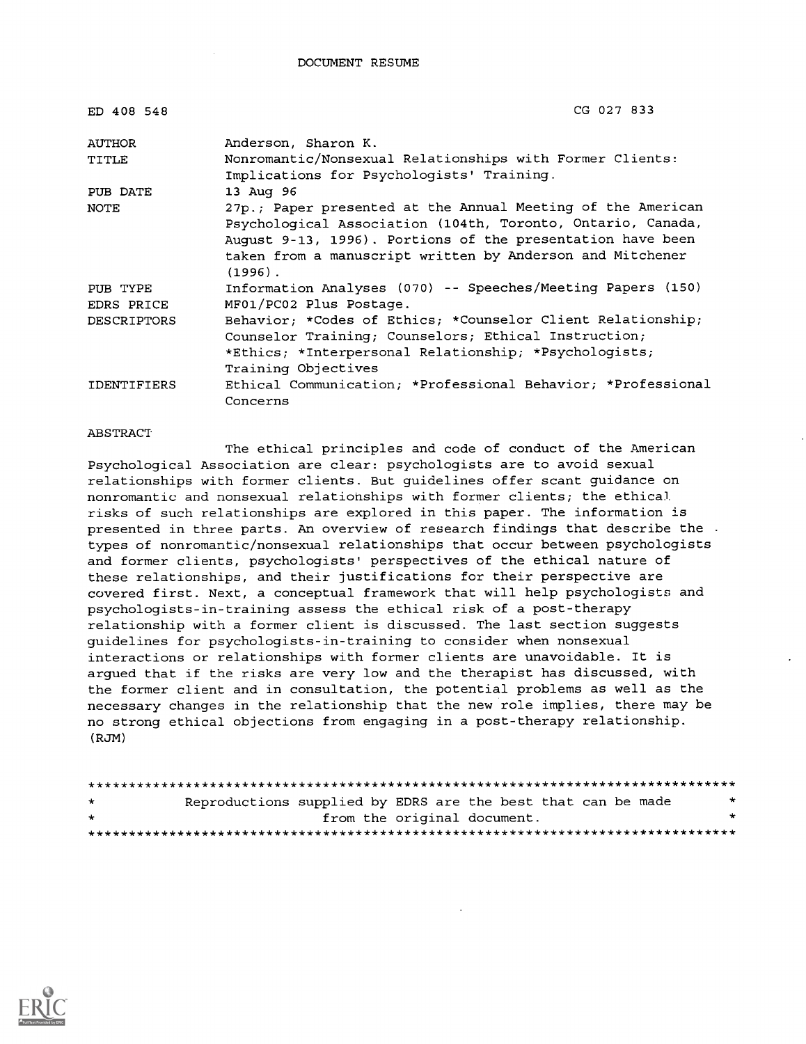DOCUMENT RESUME

| | |
|---|---|
| ED 408 548 | CG 027 833 |
| AUTHOR | Anderson, Sharon K. |
| TITLE | Nonromantic/Nonsexual Relationships with Former Clients: Implications for Psychologists' Training. |
| PUB DATE | 13 Aug 96 |
| NOTE | 27p.; Paper presented at the Annual Meeting of the American Psychological Association (104th, Toronto, Ontario, Canada, August 9-13, 1996). Portions of the presentation have been taken from a manuscript written by Anderson and Mitchener (1996). |
| PUB TYPE | Information Analyses (070) -- Speeches/Meeting Papers (150) |
| EDRS PRICE | MF01/PC02 Plus Postage. |
| DESCRIPTORS | Behavior; *Codes of Ethics; *Counselor Client Relationship; Counselor Training; Counselors; Ethical Instruction; *Ethics; *Interpersonal Relationship; *Psychologists; Training Objectives |
| IDENTIFIERS | Ethical Communication; *Professional Behavior; *Professional Concerns |

ABSTRACT

The ethical principles and code of conduct of the American Psychological Association are clear: psychologists are to avoid sexual relationships with former clients. But guidelines offer scant guidance on nonromantic and nonsexual relationships with former clients; the ethical risks of such relationships are explored in this paper. The information is presented in three parts. An overview of research findings that describe the types of nonromantic/nonsexual relationships that occur between psychologists and former clients, psychologists' perspectives of the ethical nature of these relationships, and their justifications for their perspective are covered first. Next, a conceptual framework that will help psychologists and psychologists-in-training assess the ethical risk of a post-therapy relationship with a former client is discussed. The last section suggests guidelines for psychologists-in-training to consider when nonsexual interactions or relationships with former clients are unavoidable. It is argued that if the risks are very low and the therapist has discussed, with the former client and in consultation, the potential problems as well as the necessary changes in the relationship that the new role implies, there may be no strong ethical objections from engaging in a post-therapy relationship. (RJM)

********************************************************************************
* Reproductions supplied by EDRS are the best that can be made *
* from the original document. *
********************************************************************************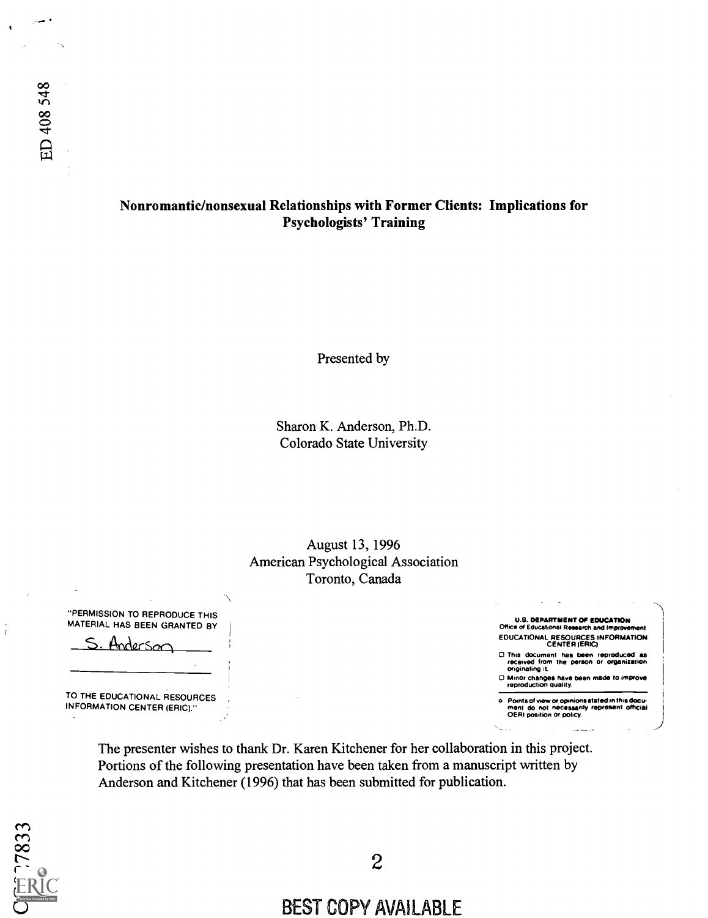**Nonromantic/nonsexual Relationships with Former Clients: Implications for Psychologists' Training**

Presented by

Sharon K. Anderson, Ph.D.
Colorado State University

August 13, 1996
American Psychological Association
Toronto, Canada

"PERMISSION TO REPRODUCE THIS MATERIAL HAS BEEN GRANTED BY

S. Anderson

TO THE EDUCATIONAL RESOURCES INFORMATION CENTER (ERIC)."

U.S. DEPARTMENT OF EDUCATION
Office of Educational Research and Improvement
EDUCATIONAL RESOURCES INFORMATION CENTER (ERIC)

- This document has been reproduced as received from the person or organization originating it.
- Minor changes have been made to improve reproduction quality.
- Points of view or opinions stated in this document do not necessarily represent official OERI position or policy.

The presenter wishes to thank Dr. Karen Kitchener for her collaboration in this project. Portions of the following presentation have been taken from a manuscript written by Anderson and Kitchener (1996) that has been submitted for publication.

BEST COPY AVAILABLE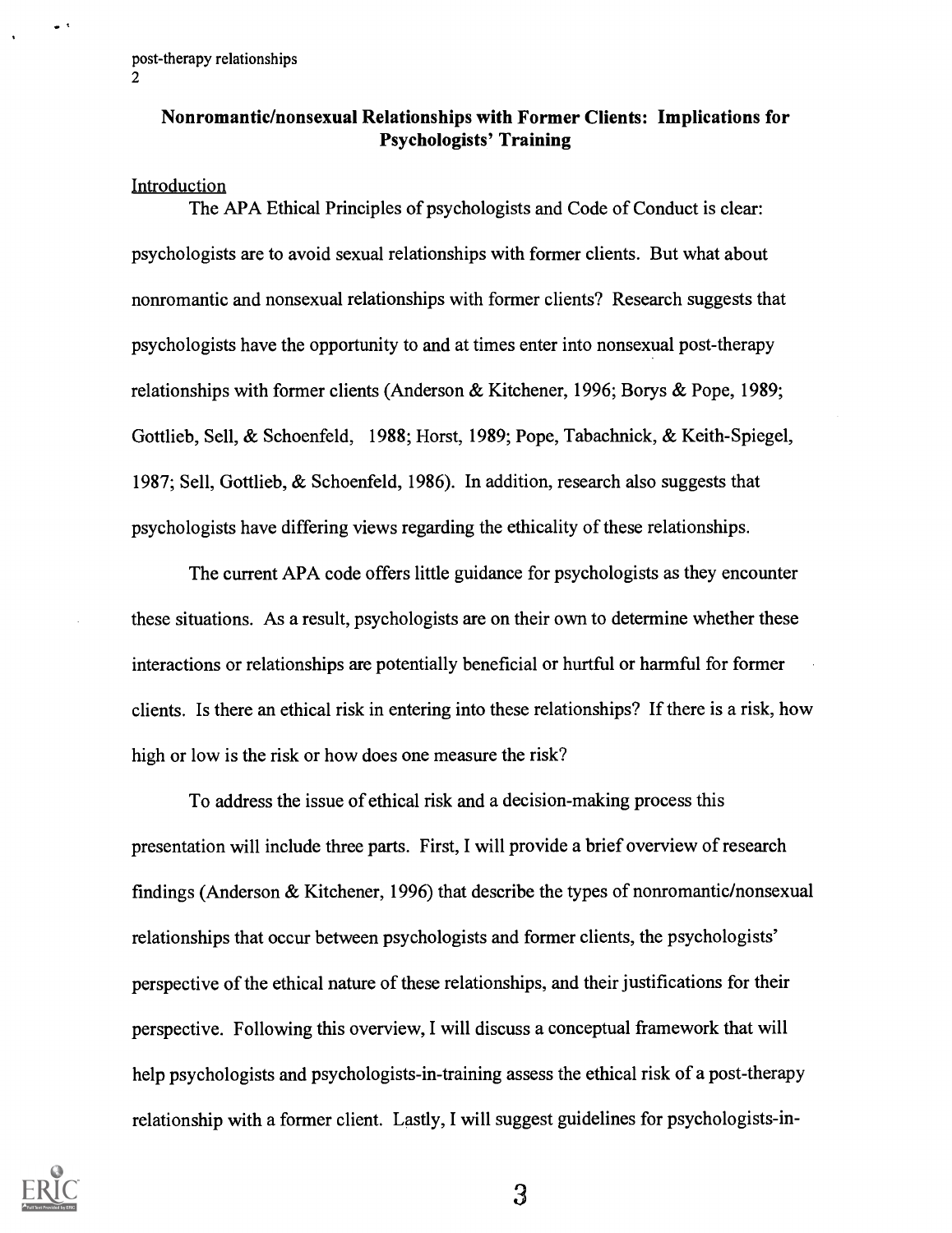## Nonromantic/nonsexual Relationships with Former Clients: Implications for Psychologists' Training

Introduction

The APA Ethical Principles of psychologists and Code of Conduct is clear: psychologists are to avoid sexual relationships with former clients. But what about nonromantic and nonsexual relationships with former clients? Research suggests that psychologists have the opportunity to and at times enter into nonsexual post-therapy relationships with former clients (Anderson & Kitchener, 1996; Borys & Pope, 1989; Gottlieb, Sell, & Schoenfeld, 1988; Horst, 1989; Pope, Tabachnick, & Keith-Spiegel, 1987; Sell, Gottlieb, & Schoenfeld, 1986). In addition, research also suggests that psychologists have differing views regarding the ethicality of these relationships.

The current APA code offers little guidance for psychologists as they encounter these situations. As a result, psychologists are on their own to determine whether these interactions or relationships are potentially beneficial or hurtful or harmful for former clients. Is there an ethical risk in entering into these relationships? If there is a risk, how high or low is the risk or how does one measure the risk?

To address the issue of ethical risk and a decision-making process this presentation will include three parts. First, I will provide a brief overview of research findings (Anderson & Kitchener, 1996) that describe the types of nonromantic/nonsexual relationships that occur between psychologists and former clients, the psychologists' perspective of the ethical nature of these relationships, and their justifications for their perspective. Following this overview, I will discuss a conceptual framework that will help psychologists and psychologists-in-training assess the ethical risk of a post-therapy relationship with a former client. Lastly, I will suggest guidelines for psychologists-in-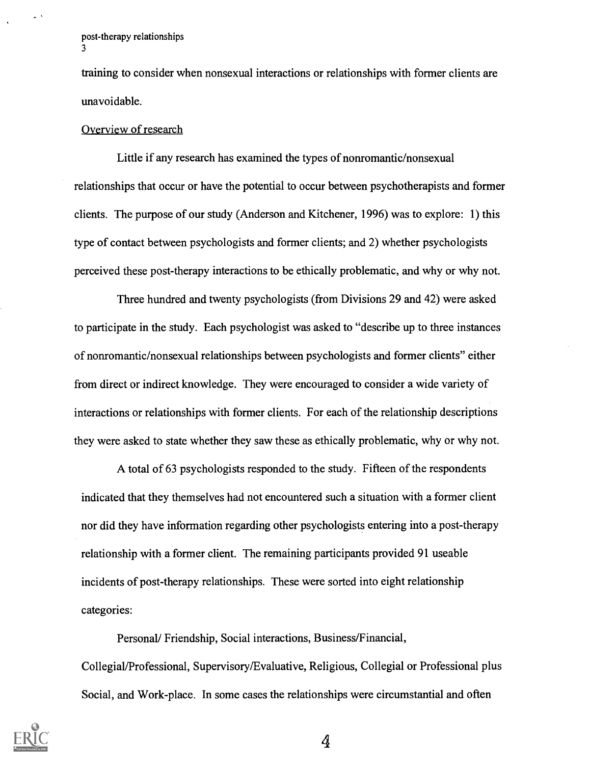training to consider when nonsexual interactions or relationships with former clients are unavoidable.

Overview of research

Little if any research has examined the types of nonromantic/nonsexual relationships that occur or have the potential to occur between psychotherapists and former clients. The purpose of our study (Anderson and Kitchener, 1996) was to explore: 1) this type of contact between psychologists and former clients; and 2) whether psychologists perceived these post-therapy interactions to be ethically problematic, and why or why not.

Three hundred and twenty psychologists (from Divisions 29 and 42) were asked to participate in the study. Each psychologist was asked to "describe up to three instances of nonromantic/nonsexual relationships between psychologists and former clients" either from direct or indirect knowledge. They were encouraged to consider a wide variety of interactions or relationships with former clients. For each of the relationship descriptions they were asked to state whether they saw these as ethically problematic, why or why not.

A total of 63 psychologists responded to the study. Fifteen of the respondents indicated that they themselves had not encountered such a situation with a former client nor did they have information regarding other psychologists entering into a post-therapy relationship with a former client. The remaining participants provided 91 useable incidents of post-therapy relationships. These were sorted into eight relationship categories:

Personal/ Friendship, Social interactions, Business/Financial, Collegial/Professional, Supervisory/Evaluative, Religious, Collegial or Professional plus Social, and Work-place. In some cases the relationships were circumstantial and often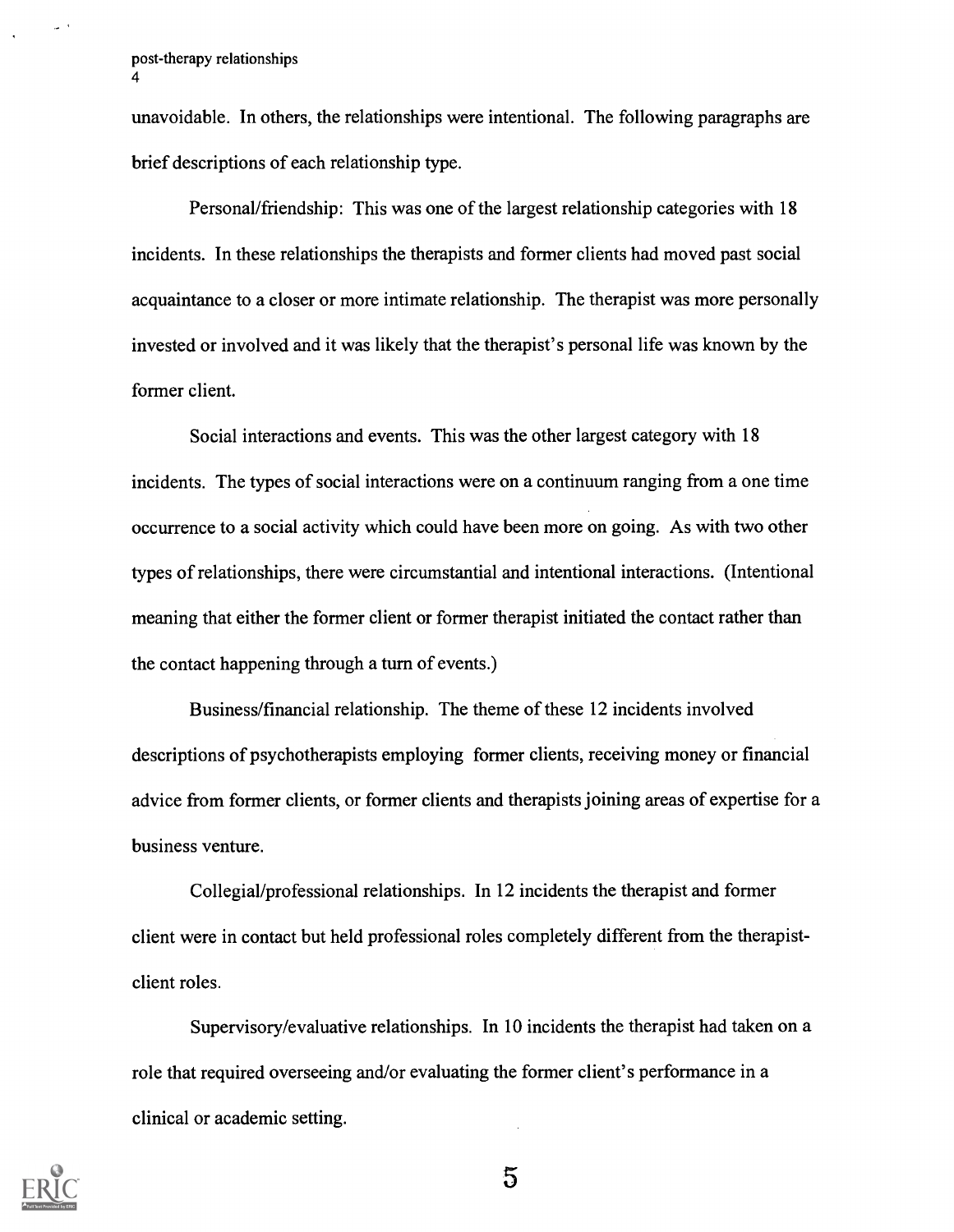unavoidable. In others, the relationships were intentional. The following paragraphs are brief descriptions of each relationship type.

Personal/friendship: This was one of the largest relationship categories with 18 incidents. In these relationships the therapists and former clients had moved past social acquaintance to a closer or more intimate relationship. The therapist was more personally invested or involved and it was likely that the therapist's personal life was known by the former client.

Social interactions and events. This was the other largest category with 18 incidents. The types of social interactions were on a continuum ranging from a one time occurrence to a social activity which could have been more on going. As with two other types of relationships, there were circumstantial and intentional interactions. (Intentional meaning that either the former client or former therapist initiated the contact rather than the contact happening through a turn of events.)

Business/financial relationship. The theme of these 12 incidents involved descriptions of psychotherapists employing former clients, receiving money or financial advice from former clients, or former clients and therapists joining areas of expertise for a business venture.

Collegial/professional relationships. In 12 incidents the therapist and former client were in contact but held professional roles completely different from the therapist-client roles.

Supervisory/evaluative relationships. In 10 incidents the therapist had taken on a role that required overseeing and/or evaluating the former client's performance in a clinical or academic setting.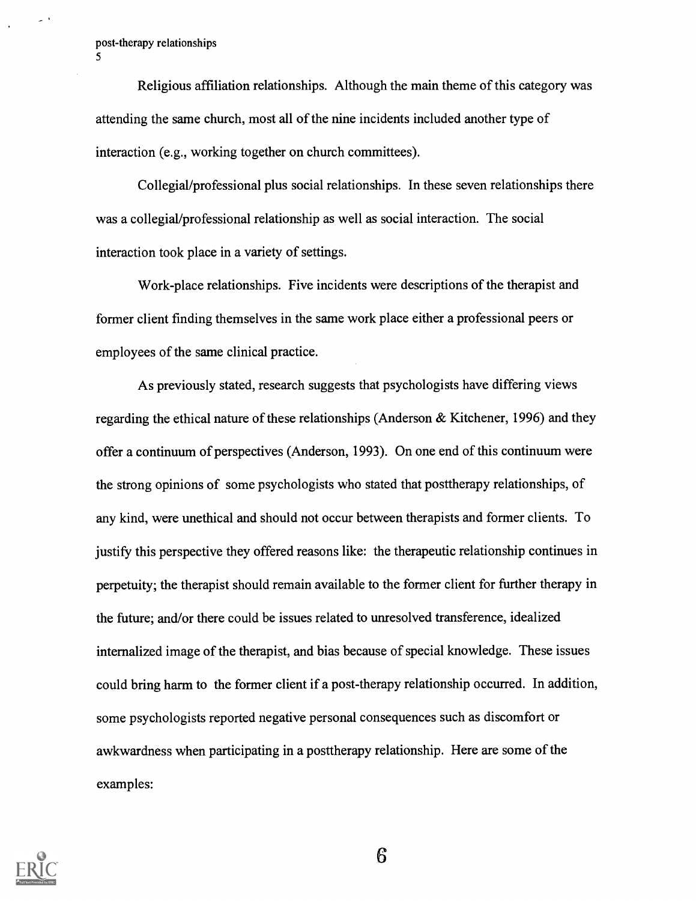Religious affiliation relationships. Although the main theme of this category was attending the same church, most all of the nine incidents included another type of interaction (e.g., working together on church committees).

Collegial/professional plus social relationships. In these seven relationships there was a collegial/professional relationship as well as social interaction. The social interaction took place in a variety of settings.

Work-place relationships. Five incidents were descriptions of the therapist and former client finding themselves in the same work place either a professional peers or employees of the same clinical practice.

As previously stated, research suggests that psychologists have differing views regarding the ethical nature of these relationships (Anderson & Kitchener, 1996) and they offer a continuum of perspectives (Anderson, 1993). On one end of this continuum were the strong opinions of some psychologists who stated that posttherapy relationships, of any kind, were unethical and should not occur between therapists and former clients. To justify this perspective they offered reasons like: the therapeutic relationship continues in perpetuity; the therapist should remain available to the former client for further therapy in the future; and/or there could be issues related to unresolved transference, idealized internalized image of the therapist, and bias because of special knowledge. These issues could bring harm to the former client if a post-therapy relationship occurred. In addition, some psychologists reported negative personal consequences such as discomfort or awkwardness when participating in a posttherapy relationship. Here are some of the examples: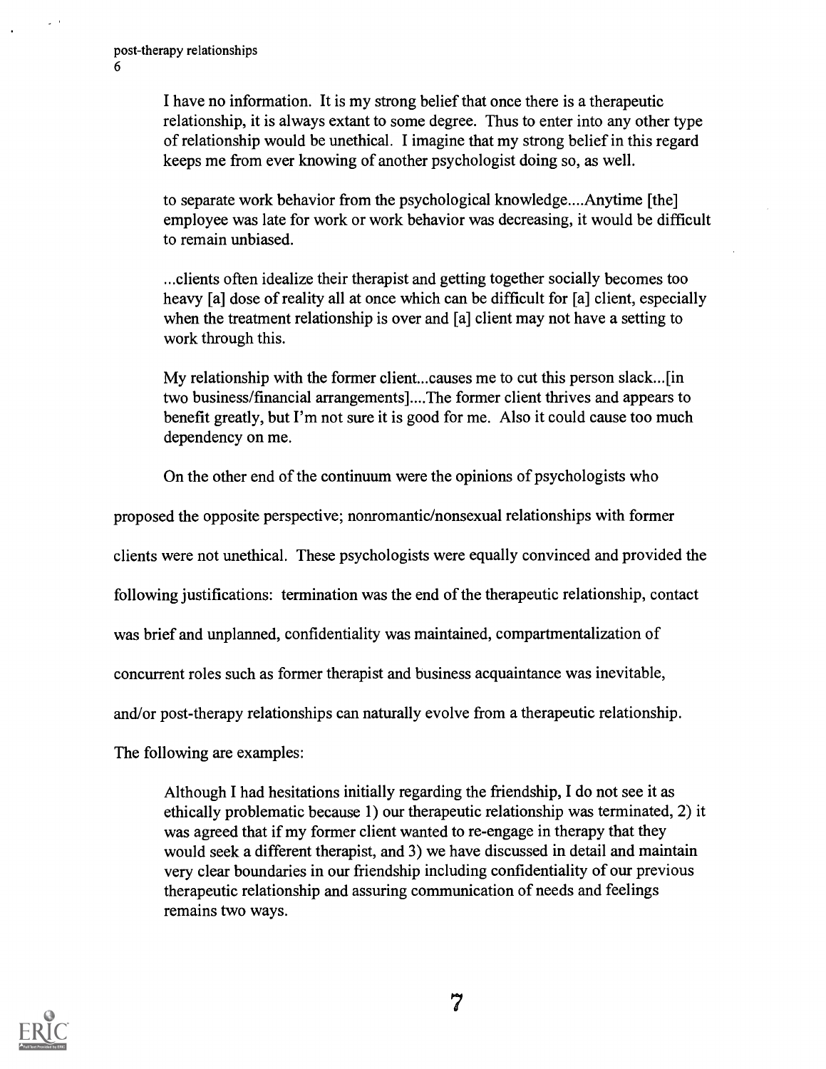> I have no information. It is my strong belief that once there is a therapeutic relationship, it is always extant to some degree. Thus to enter into any other type of relationship would be unethical. I imagine that my strong belief in this regard keeps me from ever knowing of another psychologist doing so, as well.

> to separate work behavior from the psychological knowledge....Anytime [the] employee was late for work or work behavior was decreasing, it would be difficult to remain unbiased.

> ...clients often idealize their therapist and getting together socially becomes too heavy [a] dose of reality all at once which can be difficult for [a] client, especially when the treatment relationship is over and [a] client may not have a setting to work through this.

> My relationship with the former client...causes me to cut this person slack...[in two business/financial arrangements]....The former client thrives and appears to benefit greatly, but I'm not sure it is good for me. Also it could cause too much dependency on me.

On the other end of the continuum were the opinions of psychologists who proposed the opposite perspective; nonromantic/nonsexual relationships with former clients were not unethical. These psychologists were equally convinced and provided the following justifications: termination was the end of the therapeutic relationship, contact was brief and unplanned, confidentiality was maintained, compartmentalization of concurrent roles such as former therapist and business acquaintance was inevitable, and/or post-therapy relationships can naturally evolve from a therapeutic relationship. The following are examples:

> Although I had hesitations initially regarding the friendship, I do not see it as ethically problematic because 1) our therapeutic relationship was terminated, 2) it was agreed that if my former client wanted to re-engage in therapy that they would seek a different therapist, and 3) we have discussed in detail and maintain very clear boundaries in our friendship including confidentiality of our previous therapeutic relationship and assuring communication of needs and feelings remains two ways.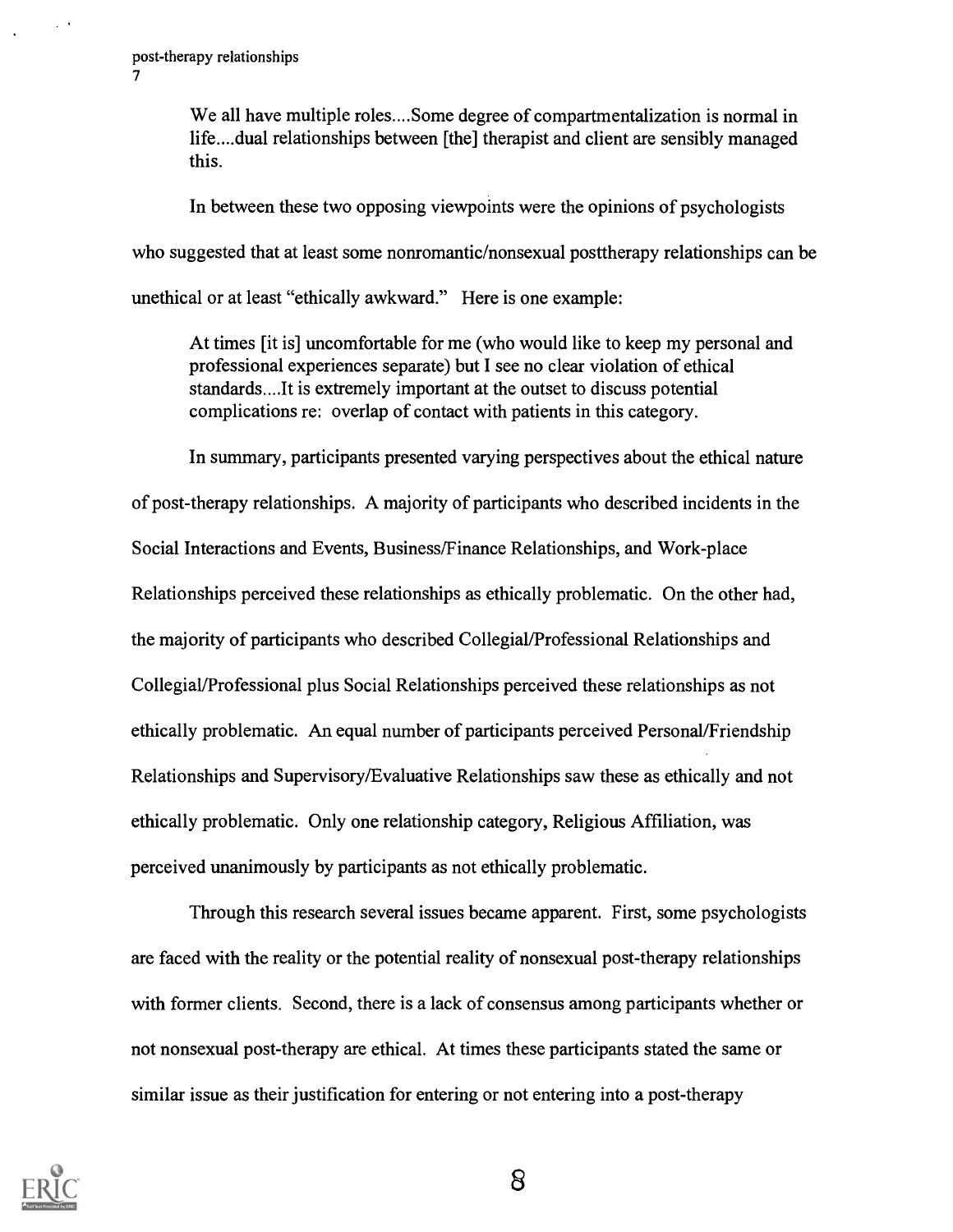> We all have multiple roles....Some degree of compartmentalization is normal in life....dual relationships between [the] therapist and client are sensibly managed this.

In between these two opposing viewpoints were the opinions of psychologists who suggested that at least some nonromantic/nonsexual posttherapy relationships can be unethical or at least "ethically awkward." Here is one example:

> At times [it is] uncomfortable for me (who would like to keep my personal and professional experiences separate) but I see no clear violation of ethical standards....It is extremely important at the outset to discuss potential complications re: overlap of contact with patients in this category.

In summary, participants presented varying perspectives about the ethical nature of post-therapy relationships. A majority of participants who described incidents in the Social Interactions and Events, Business/Finance Relationships, and Work-place Relationships perceived these relationships as ethically problematic. On the other had, the majority of participants who described Collegial/Professional Relationships and Collegial/Professional plus Social Relationships perceived these relationships as not ethically problematic. An equal number of participants perceived Personal/Friendship Relationships and Supervisory/Evaluative Relationships saw these as ethically and not ethically problematic. Only one relationship category, Religious Affiliation, was perceived unanimously by participants as not ethically problematic.

Through this research several issues became apparent. First, some psychologists are faced with the reality or the potential reality of nonsexual post-therapy relationships with former clients. Second, there is a lack of consensus among participants whether or not nonsexual post-therapy are ethical. At times these participants stated the same or similar issue as their justification for entering or not entering into a post-therapy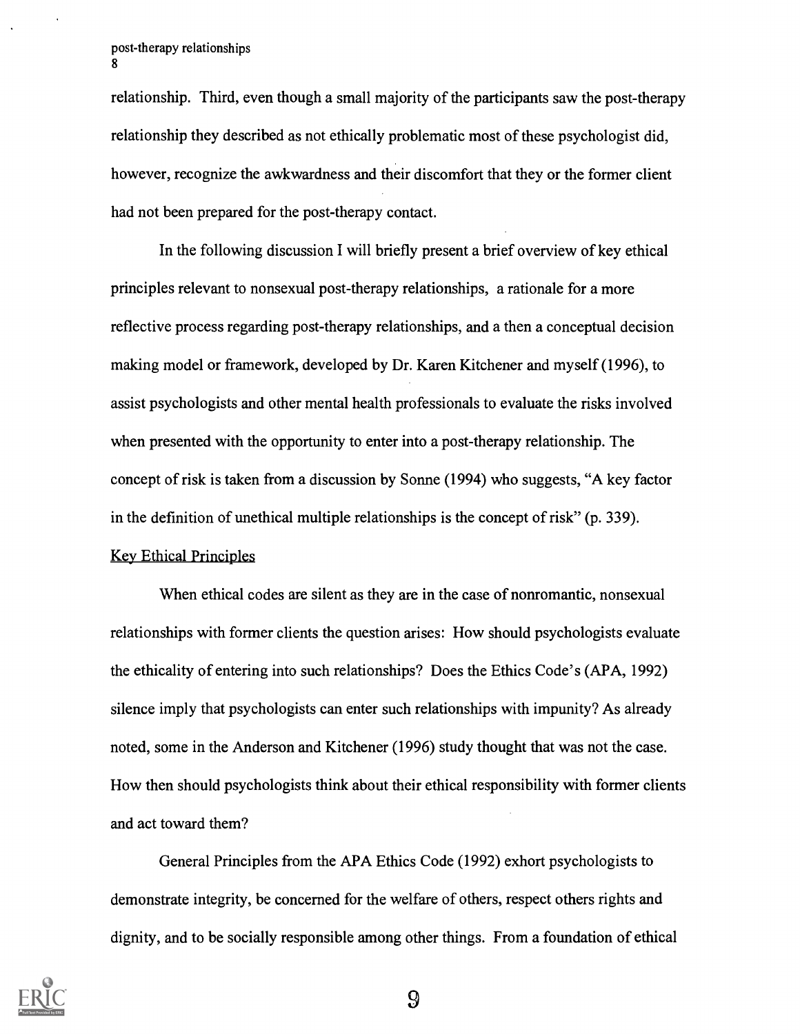relationship. Third, even though a small majority of the participants saw the post-therapy relationship they described as not ethically problematic most of these psychologist did, however, recognize the awkwardness and their discomfort that they or the former client had not been prepared for the post-therapy contact.

In the following discussion I will briefly present a brief overview of key ethical principles relevant to nonsexual post-therapy relationships, a rationale for a more reflective process regarding post-therapy relationships, and a then a conceptual decision making model or framework, developed by Dr. Karen Kitchener and myself (1996), to assist psychologists and other mental health professionals to evaluate the risks involved when presented with the opportunity to enter into a post-therapy relationship. The concept of risk is taken from a discussion by Sonne (1994) who suggests, "A key factor in the definition of unethical multiple relationships is the concept of risk" (p. 339).

## Key Ethical Principles

When ethical codes are silent as they are in the case of nonromantic, nonsexual relationships with former clients the question arises: How should psychologists evaluate the ethicality of entering into such relationships? Does the Ethics Code's (APA, 1992) silence imply that psychologists can enter such relationships with impunity? As already noted, some in the Anderson and Kitchener (1996) study thought that was not the case. How then should psychologists think about their ethical responsibility with former clients and act toward them?

General Principles from the APA Ethics Code (1992) exhort psychologists to demonstrate integrity, be concerned for the welfare of others, respect others rights and dignity, and to be socially responsible among other things. From a foundation of ethical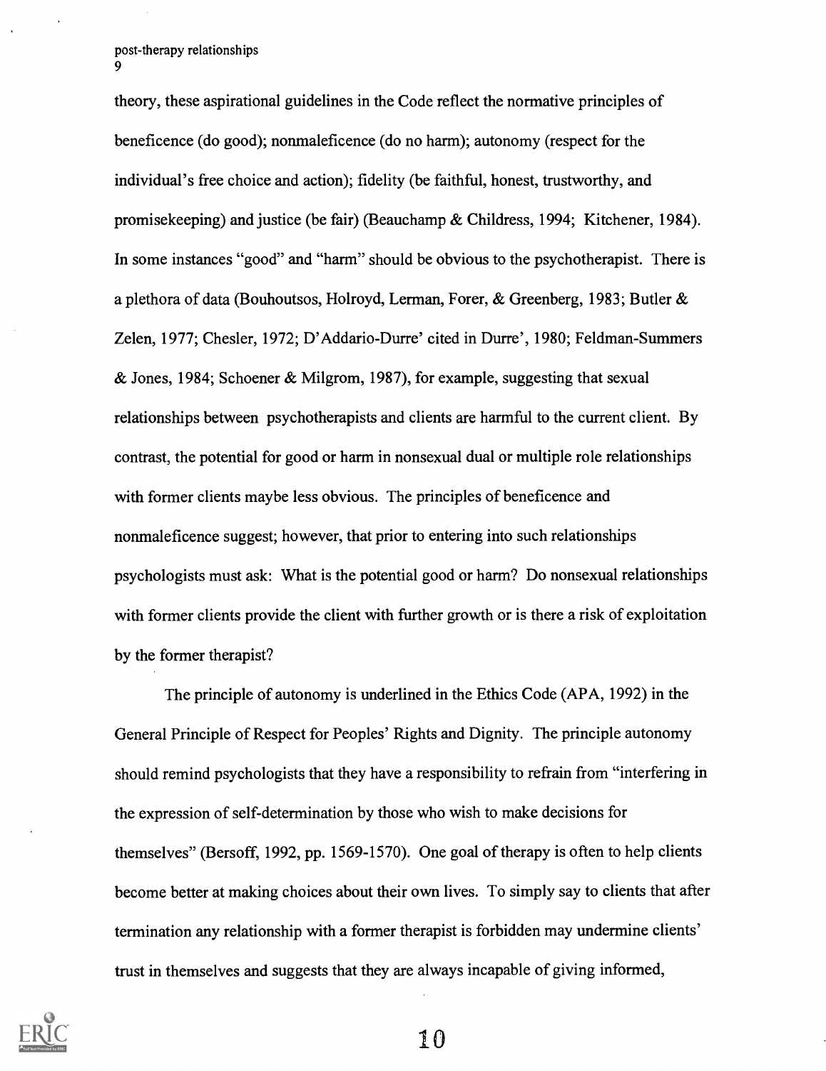theory, these aspirational guidelines in the Code reflect the normative principles of beneficence (do good); nonmaleficence (do no harm); autonomy (respect for the individual's free choice and action); fidelity (be faithful, honest, trustworthy, and promisekeeping) and justice (be fair) (Beauchamp & Childress, 1994; Kitchener, 1984). In some instances "good" and "harm" should be obvious to the psychotherapist. There is a plethora of data (Bouhoutsos, Holroyd, Lerman, Forer, & Greenberg, 1983; Butler & Zelen, 1977; Chesler, 1972; D'Addario-Durre' cited in Durre', 1980; Feldman-Summers & Jones, 1984; Schoener & Milgrom, 1987), for example, suggesting that sexual relationships between psychotherapists and clients are harmful to the current client. By contrast, the potential for good or harm in nonsexual dual or multiple role relationships with former clients maybe less obvious. The principles of beneficence and nonmaleficence suggest; however, that prior to entering into such relationships psychologists must ask: What is the potential good or harm? Do nonsexual relationships with former clients provide the client with further growth or is there a risk of exploitation by the former therapist?

The principle of autonomy is underlined in the Ethics Code (APA, 1992) in the General Principle of Respect for Peoples' Rights and Dignity. The principle autonomy should remind psychologists that they have a responsibility to refrain from "interfering in the expression of self-determination by those who wish to make decisions for themselves" (Bersoff, 1992, pp. 1569-1570). One goal of therapy is often to help clients become better at making choices about their own lives. To simply say to clients that after termination any relationship with a former therapist is forbidden may undermine clients' trust in themselves and suggests that they are always incapable of giving informed,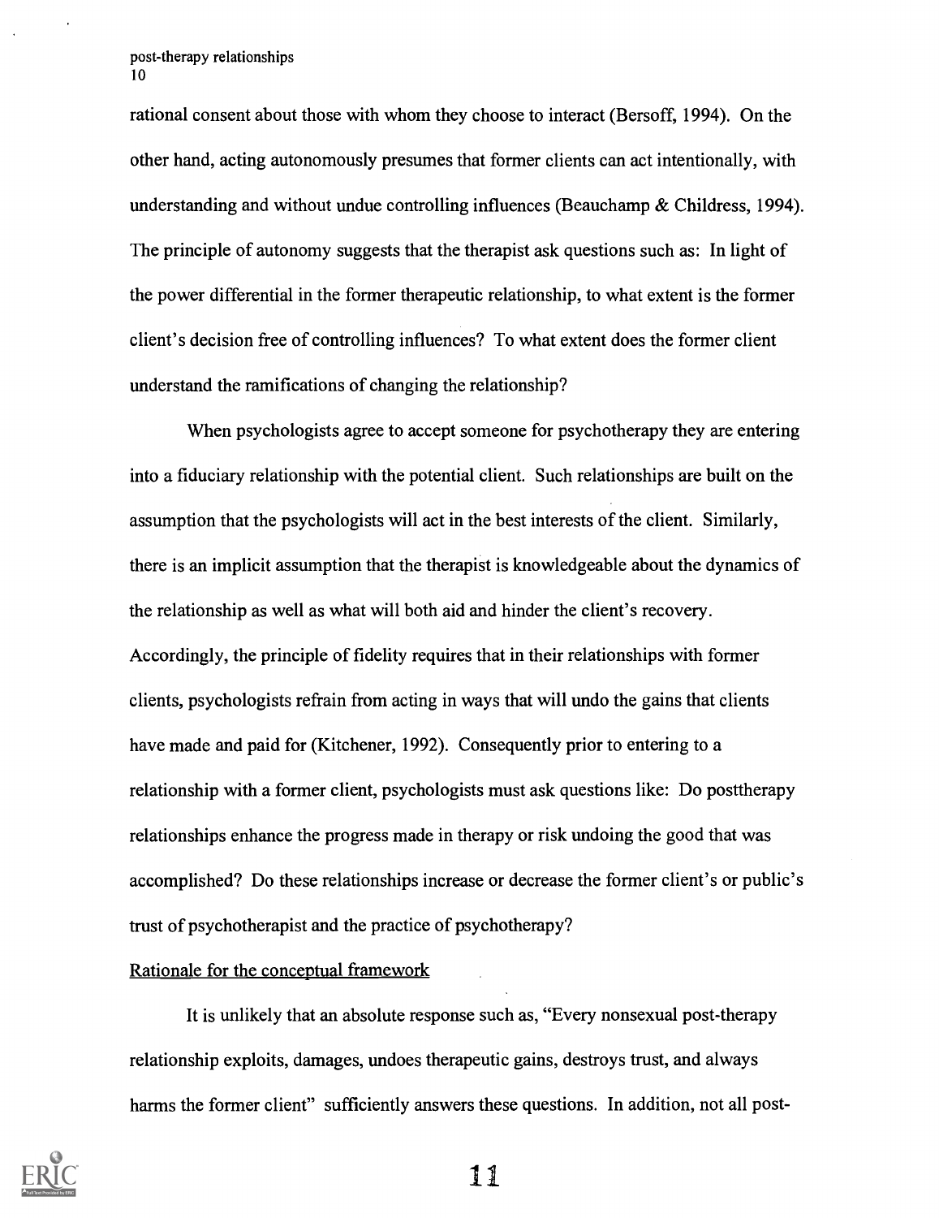rational consent about those with whom they choose to interact (Bersoff, 1994). On the other hand, acting autonomously presumes that former clients can act intentionally, with understanding and without undue controlling influences (Beauchamp & Childress, 1994). The principle of autonomy suggests that the therapist ask questions such as: In light of the power differential in the former therapeutic relationship, to what extent is the former client's decision free of controlling influences? To what extent does the former client understand the ramifications of changing the relationship?

When psychologists agree to accept someone for psychotherapy they are entering into a fiduciary relationship with the potential client. Such relationships are built on the assumption that the psychologists will act in the best interests of the client. Similarly, there is an implicit assumption that the therapist is knowledgeable about the dynamics of the relationship as well as what will both aid and hinder the client's recovery. Accordingly, the principle of fidelity requires that in their relationships with former clients, psychologists refrain from acting in ways that will undo the gains that clients have made and paid for (Kitchener, 1992). Consequently prior to entering to a relationship with a former client, psychologists must ask questions like: Do posttherapy relationships enhance the progress made in therapy or risk undoing the good that was accomplished? Do these relationships increase or decrease the former client's or public's trust of psychotherapist and the practice of psychotherapy?

Rationale for the conceptual framework

It is unlikely that an absolute response such as, "Every nonsexual post-therapy relationship exploits, damages, undoes therapeutic gains, destroys trust, and always harms the former client" sufficiently answers these questions. In addition, not all post-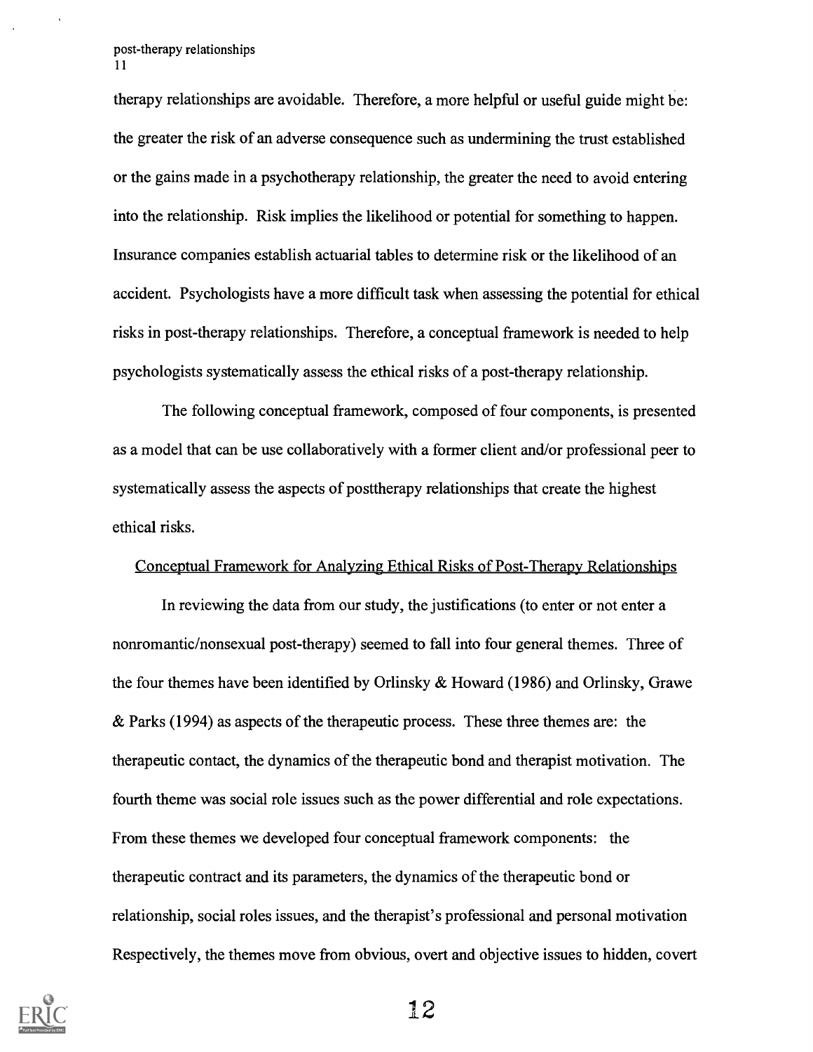therapy relationships are avoidable. Therefore, a more helpful or useful guide might be: the greater the risk of an adverse consequence such as undermining the trust established or the gains made in a psychotherapy relationship, the greater the need to avoid entering into the relationship. Risk implies the likelihood or potential for something to happen. Insurance companies establish actuarial tables to determine risk or the likelihood of an accident. Psychologists have a more difficult task when assessing the potential for ethical risks in post-therapy relationships. Therefore, a conceptual framework is needed to help psychologists systematically assess the ethical risks of a post-therapy relationship.

The following conceptual framework, composed of four components, is presented as a model that can be use collaboratively with a former client and/or professional peer to systematically assess the aspects of posttherapy relationships that create the highest ethical risks.

## Conceptual Framework for Analyzing Ethical Risks of Post-Therapy Relationships

In reviewing the data from our study, the justifications (to enter or not enter a nonromantic/nonsexual post-therapy) seemed to fall into four general themes. Three of the four themes have been identified by Orlinsky & Howard (1986) and Orlinsky, Grawe & Parks (1994) as aspects of the therapeutic process. These three themes are: the therapeutic contact, the dynamics of the therapeutic bond and therapist motivation. The fourth theme was social role issues such as the power differential and role expectations. From these themes we developed four conceptual framework components: the therapeutic contract and its parameters, the dynamics of the therapeutic bond or relationship, social roles issues, and the therapist's professional and personal motivation Respectively, the themes move from obvious, overt and objective issues to hidden, covert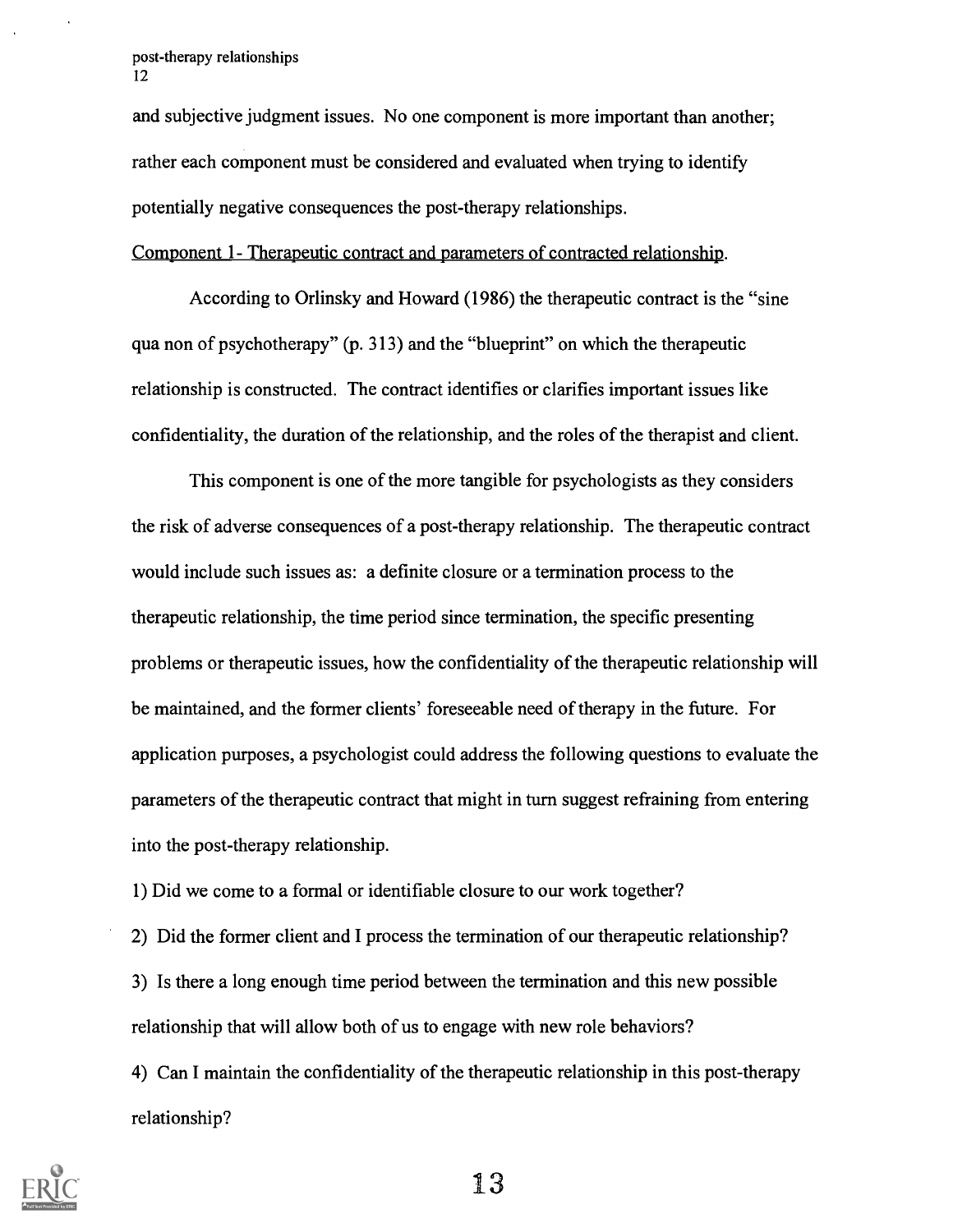and subjective judgment issues. No one component is more important than another; rather each component must be considered and evaluated when trying to identify potentially negative consequences the post-therapy relationships.

Component 1- Therapeutic contract and parameters of contracted relationship.

According to Orlinsky and Howard (1986) the therapeutic contract is the "sine qua non of psychotherapy" (p. 313) and the "blueprint" on which the therapeutic relationship is constructed. The contract identifies or clarifies important issues like confidentiality, the duration of the relationship, and the roles of the therapist and client.

This component is one of the more tangible for psychologists as they considers the risk of adverse consequences of a post-therapy relationship. The therapeutic contract would include such issues as: a definite closure or a termination process to the therapeutic relationship, the time period since termination, the specific presenting problems or therapeutic issues, how the confidentiality of the therapeutic relationship will be maintained, and the former clients' foreseeable need of therapy in the future. For application purposes, a psychologist could address the following questions to evaluate the parameters of the therapeutic contract that might in turn suggest refraining from entering into the post-therapy relationship.

1) Did we come to a formal or identifiable closure to our work together?

2) Did the former client and I process the termination of our therapeutic relationship?

3) Is there a long enough time period between the termination and this new possible relationship that will allow both of us to engage with new role behaviors?

4) Can I maintain the confidentiality of the therapeutic relationship in this post-therapy relationship?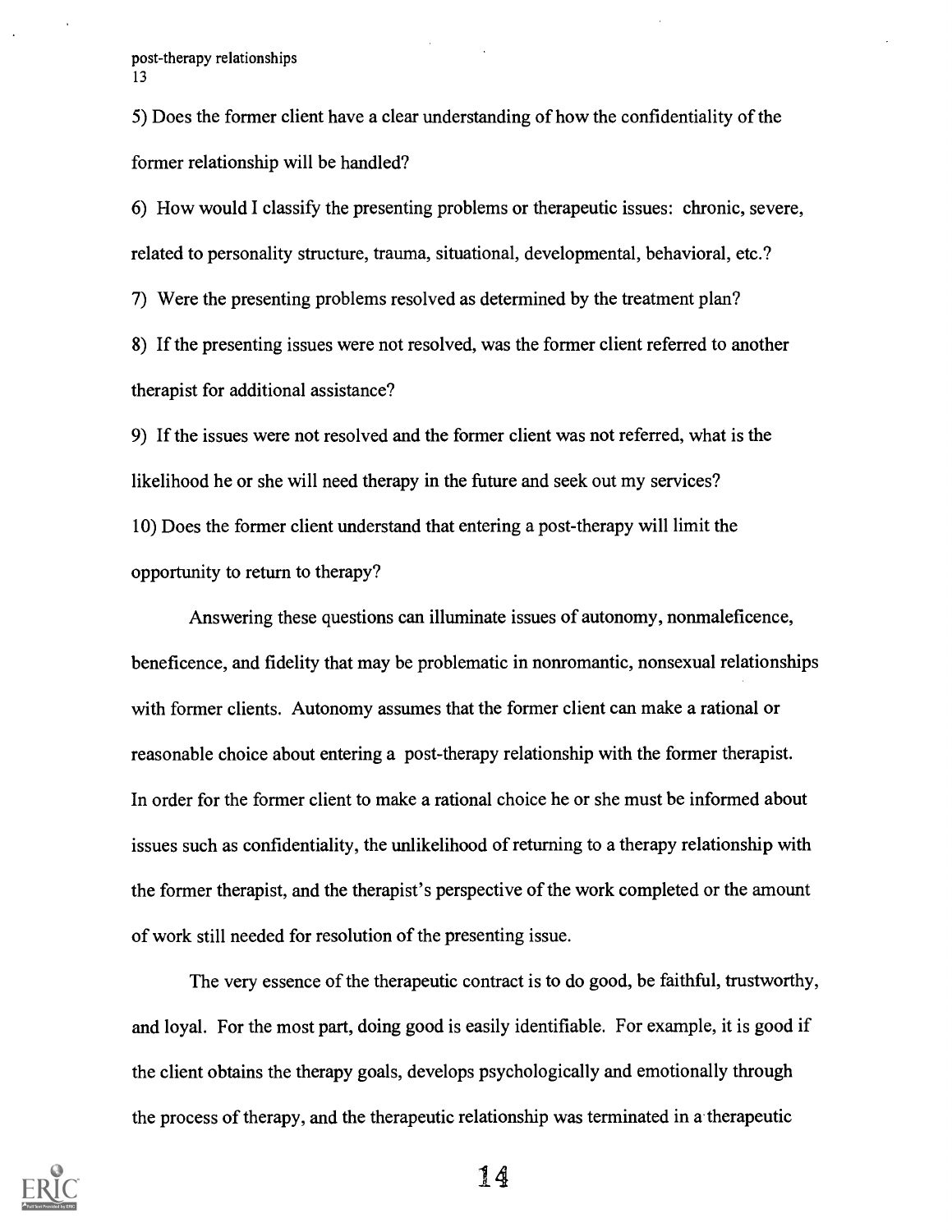5) Does the former client have a clear understanding of how the confidentiality of the former relationship will be handled?

6) How would I classify the presenting problems or therapeutic issues: chronic, severe, related to personality structure, trauma, situational, developmental, behavioral, etc.?

7) Were the presenting problems resolved as determined by the treatment plan?

8) If the presenting issues were not resolved, was the former client referred to another therapist for additional assistance?

9) If the issues were not resolved and the former client was not referred, what is the likelihood he or she will need therapy in the future and seek out my services?

10) Does the former client understand that entering a post-therapy will limit the opportunity to return to therapy?

Answering these questions can illuminate issues of autonomy, nonmaleficence, beneficence, and fidelity that may be problematic in nonromantic, nonsexual relationships with former clients. Autonomy assumes that the former client can make a rational or reasonable choice about entering a post-therapy relationship with the former therapist. In order for the former client to make a rational choice he or she must be informed about issues such as confidentiality, the unlikelihood of returning to a therapy relationship with the former therapist, and the therapist's perspective of the work completed or the amount of work still needed for resolution of the presenting issue.

The very essence of the therapeutic contract is to do good, be faithful, trustworthy, and loyal. For the most part, doing good is easily identifiable. For example, it is good if the client obtains the therapy goals, develops psychologically and emotionally through the process of therapy, and the therapeutic relationship was terminated in a therapeutic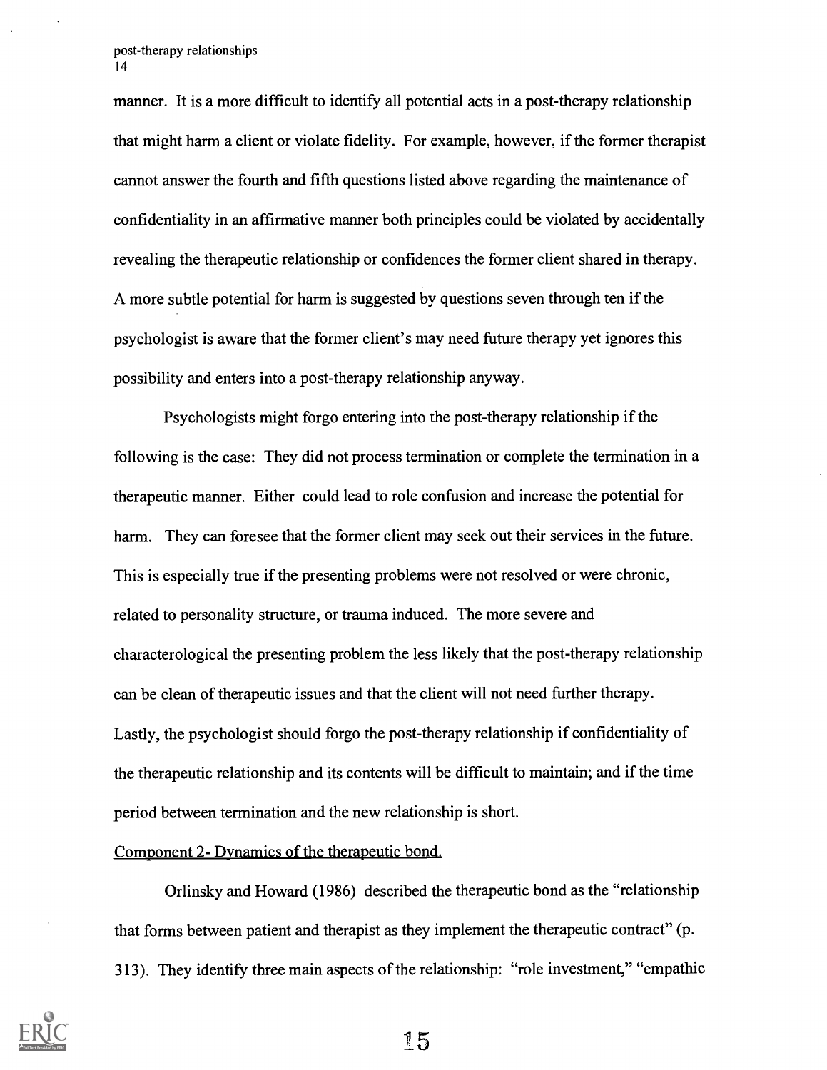manner. It is a more difficult to identify all potential acts in a post-therapy relationship that might harm a client or violate fidelity. For example, however, if the former therapist cannot answer the fourth and fifth questions listed above regarding the maintenance of confidentiality in an affirmative manner both principles could be violated by accidentally revealing the therapeutic relationship or confidences the former client shared in therapy. A more subtle potential for harm is suggested by questions seven through ten if the psychologist is aware that the former client's may need future therapy yet ignores this possibility and enters into a post-therapy relationship anyway.

Psychologists might forgo entering into the post-therapy relationship if the following is the case: They did not process termination or complete the termination in a therapeutic manner. Either could lead to role confusion and increase the potential for harm. They can foresee that the former client may seek out their services in the future. This is especially true if the presenting problems were not resolved or were chronic, related to personality structure, or trauma induced. The more severe and characterological the presenting problem the less likely that the post-therapy relationship can be clean of therapeutic issues and that the client will not need further therapy. Lastly, the psychologist should forgo the post-therapy relationship if confidentiality of the therapeutic relationship and its contents will be difficult to maintain; and if the time period between termination and the new relationship is short.

Component 2- Dynamics of the therapeutic bond.

Orlinsky and Howard (1986) described the therapeutic bond as the "relationship that forms between patient and therapist as they implement the therapeutic contract" (p. 313). They identify three main aspects of the relationship: "role investment," "empathic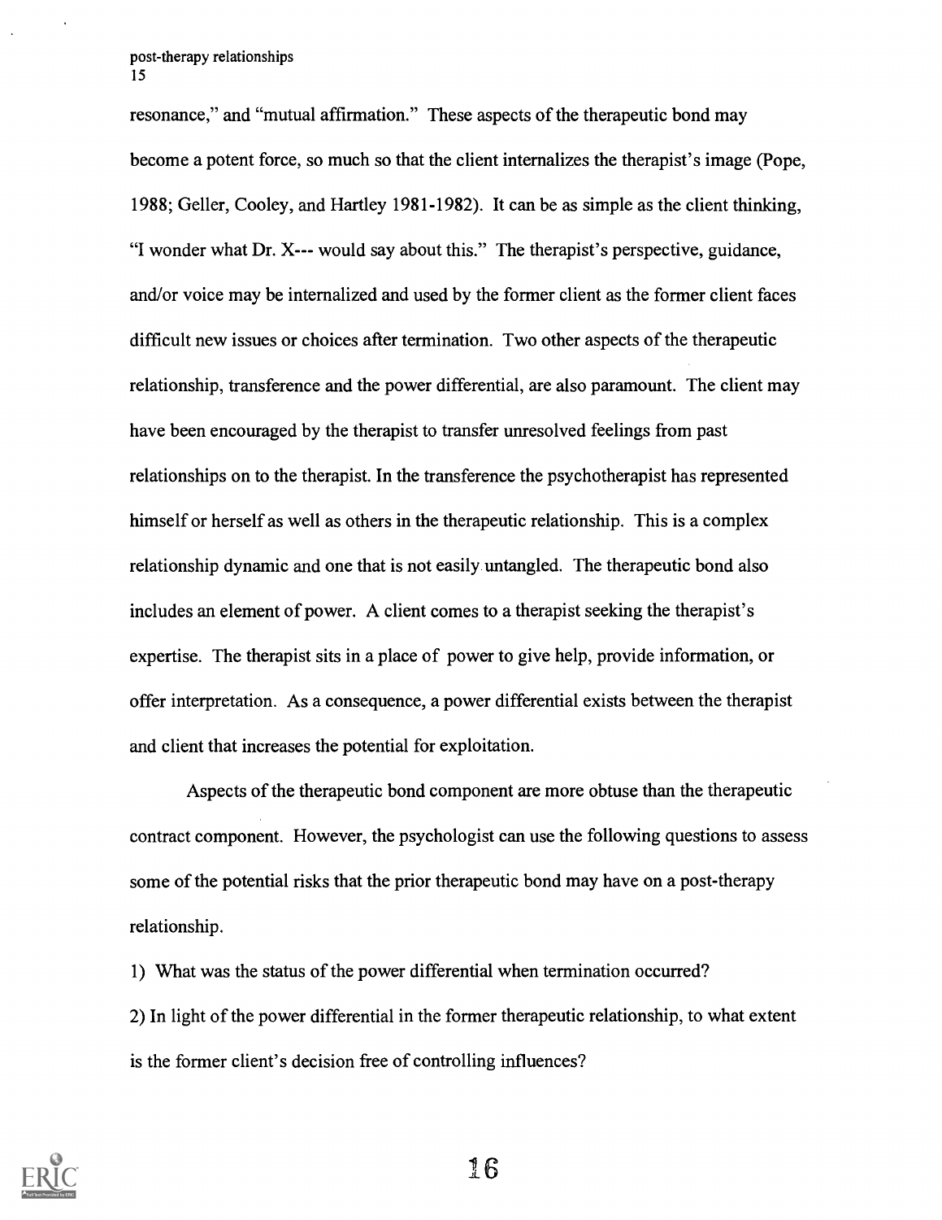resonance," and "mutual affirmation." These aspects of the therapeutic bond may become a potent force, so much so that the client internalizes the therapist's image (Pope, 1988; Geller, Cooley, and Hartley 1981-1982). It can be as simple as the client thinking, "I wonder what Dr. X--- would say about this." The therapist's perspective, guidance, and/or voice may be internalized and used by the former client as the former client faces difficult new issues or choices after termination. Two other aspects of the therapeutic relationship, transference and the power differential, are also paramount. The client may have been encouraged by the therapist to transfer unresolved feelings from past relationships on to the therapist. In the transference the psychotherapist has represented himself or herself as well as others in the therapeutic relationship. This is a complex relationship dynamic and one that is not easily untangled. The therapeutic bond also includes an element of power. A client comes to a therapist seeking the therapist's expertise. The therapist sits in a place of power to give help, provide information, or offer interpretation. As a consequence, a power differential exists between the therapist and client that increases the potential for exploitation.

Aspects of the therapeutic bond component are more obtuse than the therapeutic contract component. However, the psychologist can use the following questions to assess some of the potential risks that the prior therapeutic bond may have on a post-therapy relationship.

1) What was the status of the power differential when termination occurred?

2) In light of the power differential in the former therapeutic relationship, to what extent is the former client's decision free of controlling influences?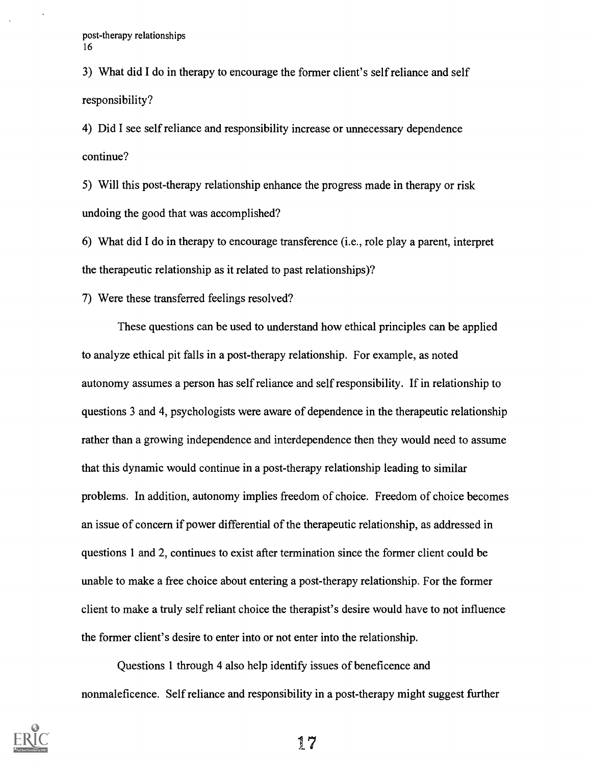3) What did I do in therapy to encourage the former client's self reliance and self responsibility?

4) Did I see self reliance and responsibility increase or unnecessary dependence continue?

5) Will this post-therapy relationship enhance the progress made in therapy or risk undoing the good that was accomplished?

6) What did I do in therapy to encourage transference (i.e., role play a parent, interpret the therapeutic relationship as it related to past relationships)?

7) Were these transferred feelings resolved?

These questions can be used to understand how ethical principles can be applied to analyze ethical pit falls in a post-therapy relationship. For example, as noted autonomy assumes a person has self reliance and self responsibility. If in relationship to questions 3 and 4, psychologists were aware of dependence in the therapeutic relationship rather than a growing independence and interdependence then they would need to assume that this dynamic would continue in a post-therapy relationship leading to similar problems. In addition, autonomy implies freedom of choice. Freedom of choice becomes an issue of concern if power differential of the therapeutic relationship, as addressed in questions 1 and 2, continues to exist after termination since the former client could be unable to make a free choice about entering a post-therapy relationship. For the former client to make a truly self reliant choice the therapist's desire would have to not influence the former client's desire to enter into or not enter into the relationship.

Questions 1 through 4 also help identify issues of beneficence and nonmaleficence. Self reliance and responsibility in a post-therapy might suggest further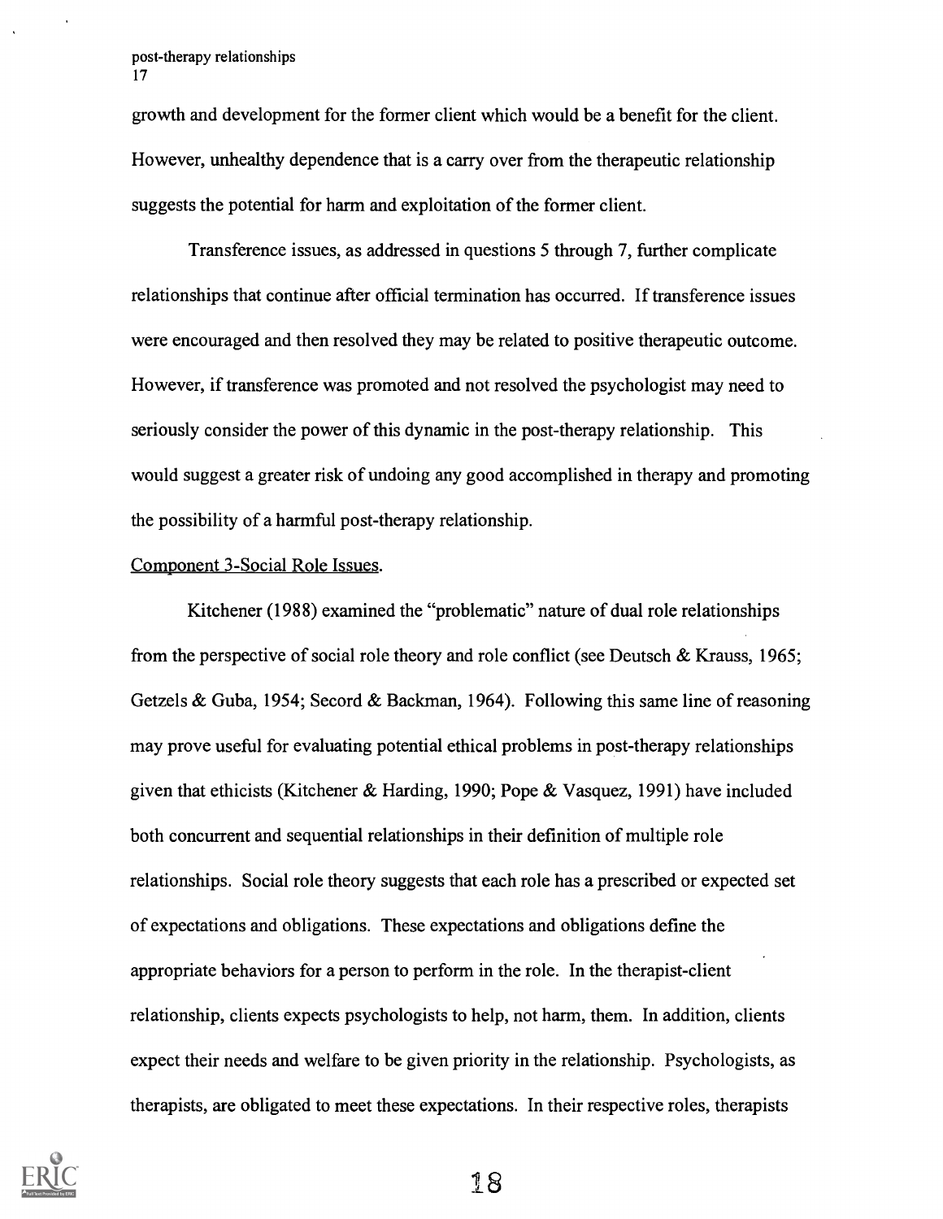growth and development for the former client which would be a benefit for the client. However, unhealthy dependence that is a carry over from the therapeutic relationship suggests the potential for harm and exploitation of the former client.

Transference issues, as addressed in questions 5 through 7, further complicate relationships that continue after official termination has occurred. If transference issues were encouraged and then resolved they may be related to positive therapeutic outcome. However, if transference was promoted and not resolved the psychologist may need to seriously consider the power of this dynamic in the post-therapy relationship. This would suggest a greater risk of undoing any good accomplished in therapy and promoting the possibility of a harmful post-therapy relationship.

Component 3-Social Role Issues.

Kitchener (1988) examined the "problematic" nature of dual role relationships from the perspective of social role theory and role conflict (see Deutsch & Krauss, 1965; Getzels & Guba, 1954; Secord & Backman, 1964). Following this same line of reasoning may prove useful for evaluating potential ethical problems in post-therapy relationships given that ethicists (Kitchener & Harding, 1990; Pope & Vasquez, 1991) have included both concurrent and sequential relationships in their definition of multiple role relationships. Social role theory suggests that each role has a prescribed or expected set of expectations and obligations. These expectations and obligations define the appropriate behaviors for a person to perform in the role. In the therapist-client relationship, clients expects psychologists to help, not harm, them. In addition, clients expect their needs and welfare to be given priority in the relationship. Psychologists, as therapists, are obligated to meet these expectations. In their respective roles, therapists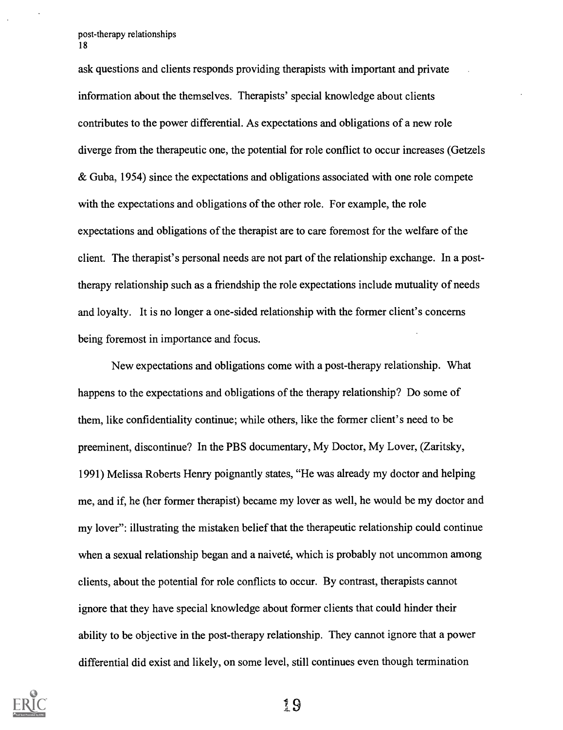ask questions and clients responds providing therapists with important and private information about the themselves. Therapists' special knowledge about clients contributes to the power differential. As expectations and obligations of a new role diverge from the therapeutic one, the potential for role conflict to occur increases (Getzels & Guba, 1954) since the expectations and obligations associated with one role compete with the expectations and obligations of the other role. For example, the role expectations and obligations of the therapist are to care foremost for the welfare of the client. The therapist's personal needs are not part of the relationship exchange. In a post-therapy relationship such as a friendship the role expectations include mutuality of needs and loyalty. It is no longer a one-sided relationship with the former client's concerns being foremost in importance and focus.

New expectations and obligations come with a post-therapy relationship. What happens to the expectations and obligations of the therapy relationship? Do some of them, like confidentiality continue; while others, like the former client's need to be preeminent, discontinue? In the PBS documentary, My Doctor, My Lover, (Zaritsky, 1991) Melissa Roberts Henry poignantly states, "He was already my doctor and helping me, and if, he (her former therapist) became my lover as well, he would be my doctor and my lover": illustrating the mistaken belief that the therapeutic relationship could continue when a sexual relationship began and a naiveté, which is probably not uncommon among clients, about the potential for role conflicts to occur. By contrast, therapists cannot ignore that they have special knowledge about former clients that could hinder their ability to be objective in the post-therapy relationship. They cannot ignore that a power differential did exist and likely, on some level, still continues even though termination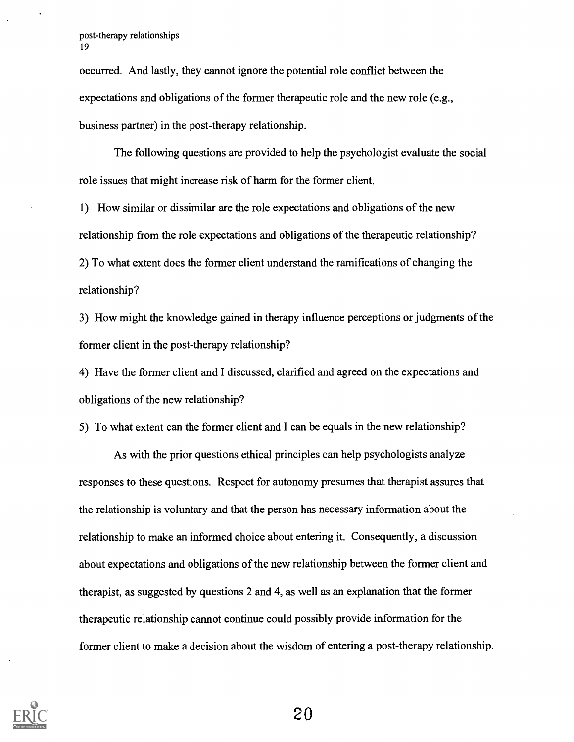occurred. And lastly, they cannot ignore the potential role conflict between the expectations and obligations of the former therapeutic role and the new role (e.g., business partner) in the post-therapy relationship.

The following questions are provided to help the psychologist evaluate the social role issues that might increase risk of harm for the former client.

1) How similar or dissimilar are the role expectations and obligations of the new relationship from the role expectations and obligations of the therapeutic relationship?

2) To what extent does the former client understand the ramifications of changing the relationship?

3) How might the knowledge gained in therapy influence perceptions or judgments of the former client in the post-therapy relationship?

4) Have the former client and I discussed, clarified and agreed on the expectations and obligations of the new relationship?

5) To what extent can the former client and I can be equals in the new relationship?

As with the prior questions ethical principles can help psychologists analyze responses to these questions. Respect for autonomy presumes that therapist assures that the relationship is voluntary and that the person has necessary information about the relationship to make an informed choice about entering it. Consequently, a discussion about expectations and obligations of the new relationship between the former client and therapist, as suggested by questions 2 and 4, as well as an explanation that the former therapeutic relationship cannot continue could possibly provide information for the former client to make a decision about the wisdom of entering a post-therapy relationship.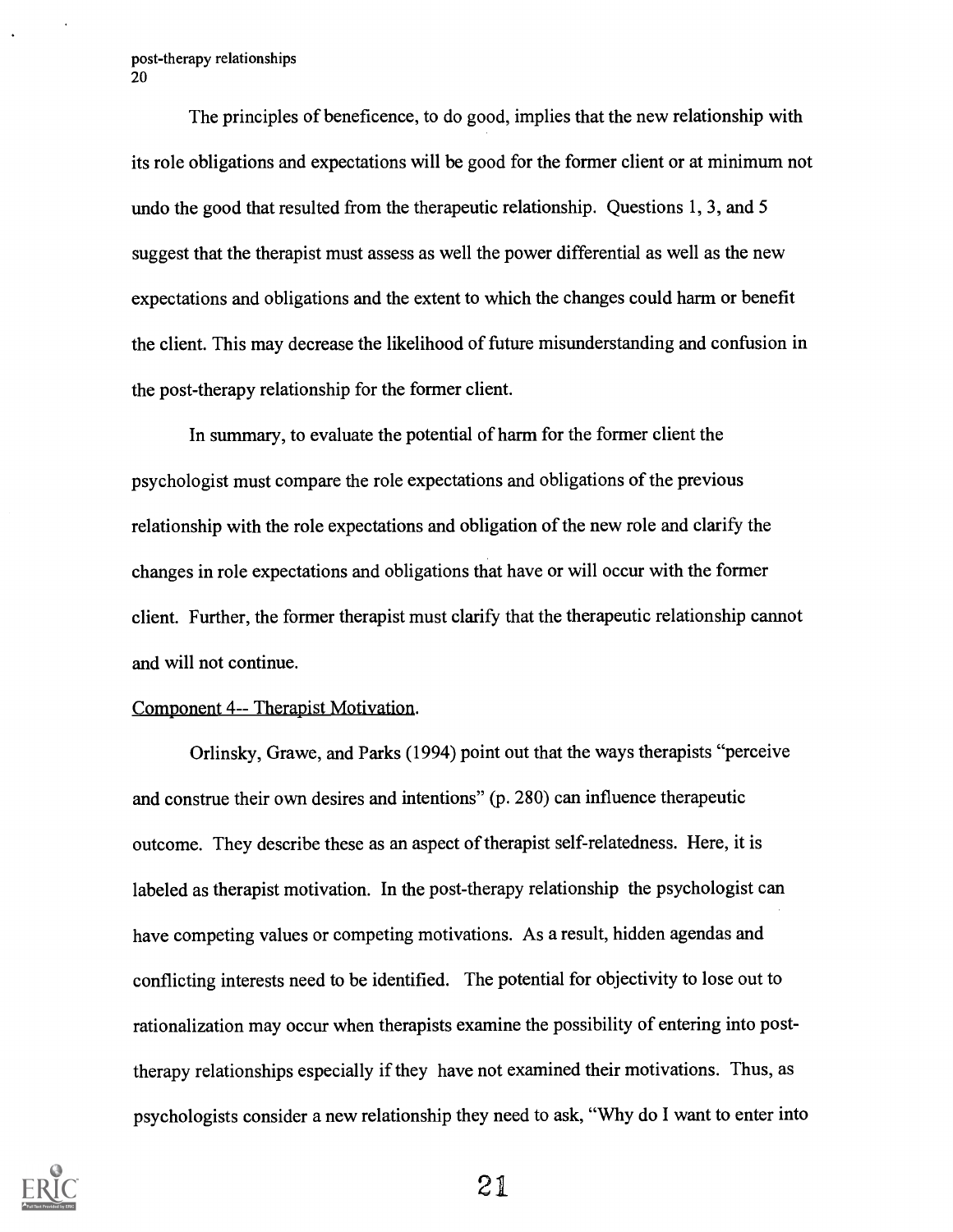The principles of beneficence, to do good, implies that the new relationship with its role obligations and expectations will be good for the former client or at minimum not undo the good that resulted from the therapeutic relationship. Questions 1, 3, and 5 suggest that the therapist must assess as well the power differential as well as the new expectations and obligations and the extent to which the changes could harm or benefit the client. This may decrease the likelihood of future misunderstanding and confusion in the post-therapy relationship for the former client.

In summary, to evaluate the potential of harm for the former client the psychologist must compare the role expectations and obligations of the previous relationship with the role expectations and obligation of the new role and clarify the changes in role expectations and obligations that have or will occur with the former client. Further, the former therapist must clarify that the therapeutic relationship cannot and will not continue.

Component 4-- Therapist Motivation.

Orlinsky, Grawe, and Parks (1994) point out that the ways therapists "perceive and construe their own desires and intentions" (p. 280) can influence therapeutic outcome. They describe these as an aspect of therapist self-relatedness. Here, it is labeled as therapist motivation. In the post-therapy relationship the psychologist can have competing values or competing motivations. As a result, hidden agendas and conflicting interests need to be identified. The potential for objectivity to lose out to rationalization may occur when therapists examine the possibility of entering into post-therapy relationships especially if they have not examined their motivations. Thus, as psychologists consider a new relationship they need to ask, "Why do I want to enter into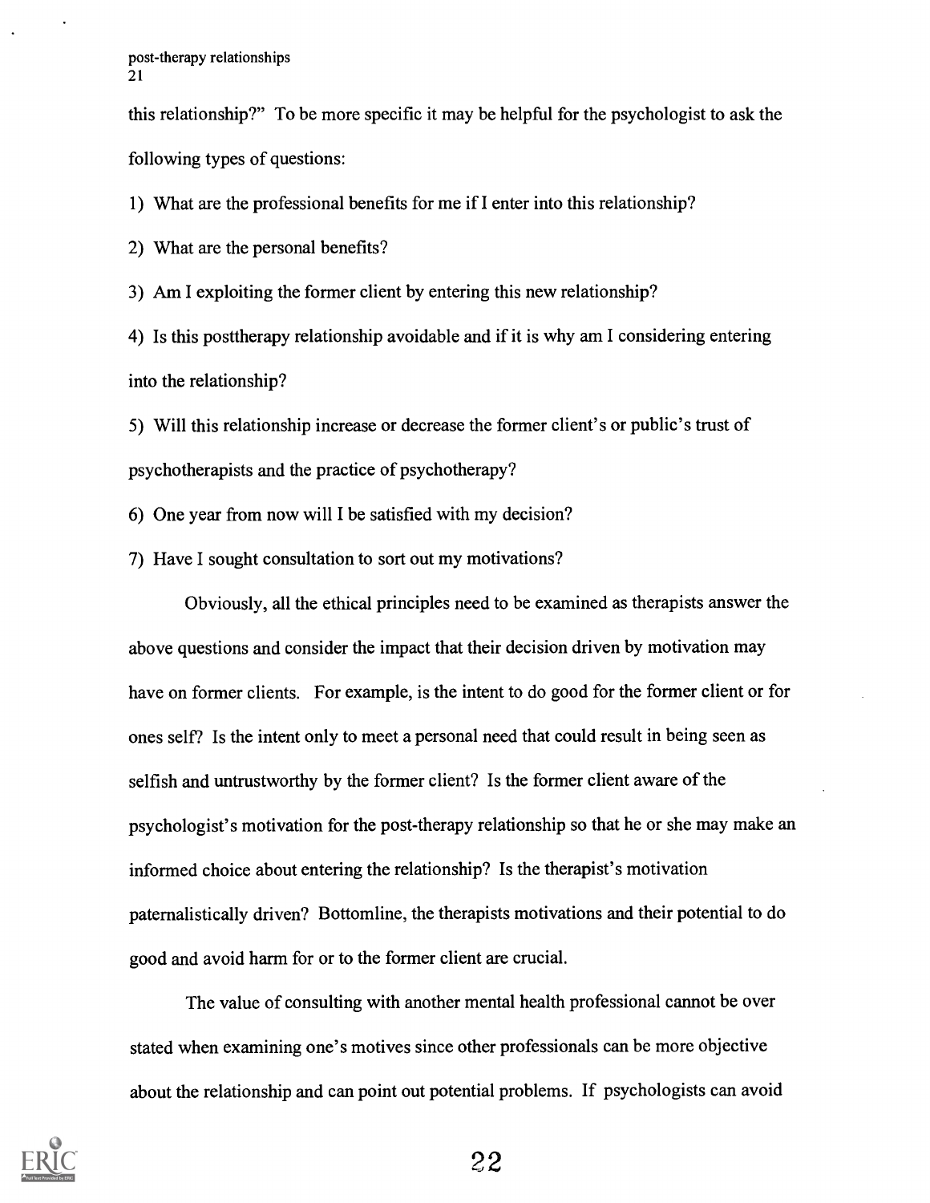this relationship?" To be more specific it may be helpful for the psychologist to ask the following types of questions:

1) What are the professional benefits for me if I enter into this relationship?
2) What are the personal benefits?
3) Am I exploiting the former client by entering this new relationship?
4) Is this posttherapy relationship avoidable and if it is why am I considering entering into the relationship?
5) Will this relationship increase or decrease the former client's or public's trust of psychotherapists and the practice of psychotherapy?
6) One year from now will I be satisfied with my decision?
7) Have I sought consultation to sort out my motivations?

Obviously, all the ethical principles need to be examined as therapists answer the above questions and consider the impact that their decision driven by motivation may have on former clients. For example, is the intent to do good for the former client or for ones self? Is the intent only to meet a personal need that could result in being seen as selfish and untrustworthy by the former client? Is the former client aware of the psychologist's motivation for the post-therapy relationship so that he or she may make an informed choice about entering the relationship? Is the therapist's motivation paternalistically driven? Bottomline, the therapists motivations and their potential to do good and avoid harm for or to the former client are crucial.

The value of consulting with another mental health professional cannot be over stated when examining one's motives since other professionals can be more objective about the relationship and can point out potential problems. If psychologists can avoid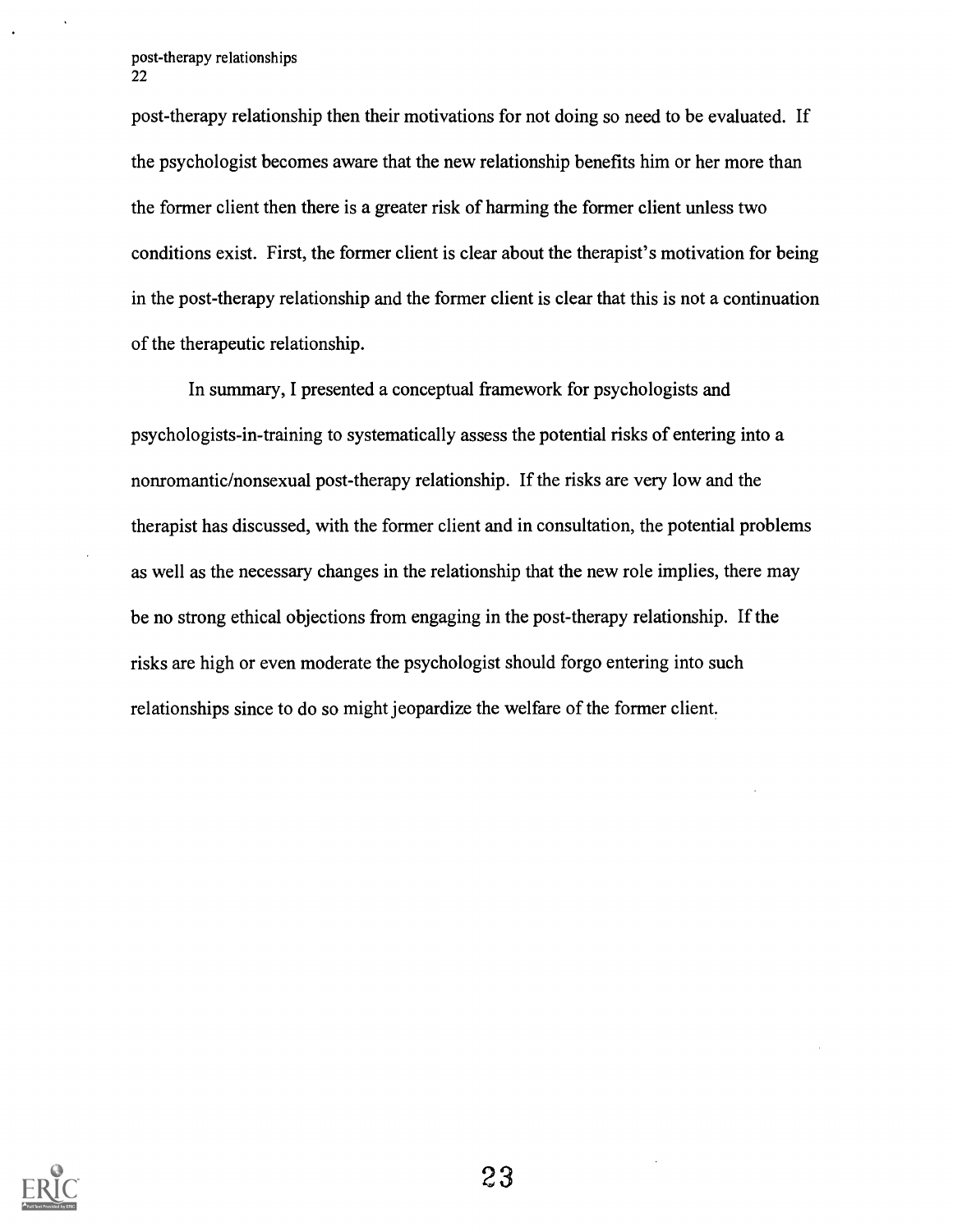post-therapy relationship then their motivations for not doing so need to be evaluated. If the psychologist becomes aware that the new relationship benefits him or her more than the former client then there is a greater risk of harming the former client unless two conditions exist. First, the former client is clear about the therapist's motivation for being in the post-therapy relationship and the former client is clear that this is not a continuation of the therapeutic relationship.

In summary, I presented a conceptual framework for psychologists and psychologists-in-training to systematically assess the potential risks of entering into a nonromantic/nonsexual post-therapy relationship. If the risks are very low and the therapist has discussed, with the former client and in consultation, the potential problems as well as the necessary changes in the relationship that the new role implies, there may be no strong ethical objections from engaging in the post-therapy relationship. If the risks are high or even moderate the psychologist should forgo entering into such relationships since to do so might jeopardize the welfare of the former client.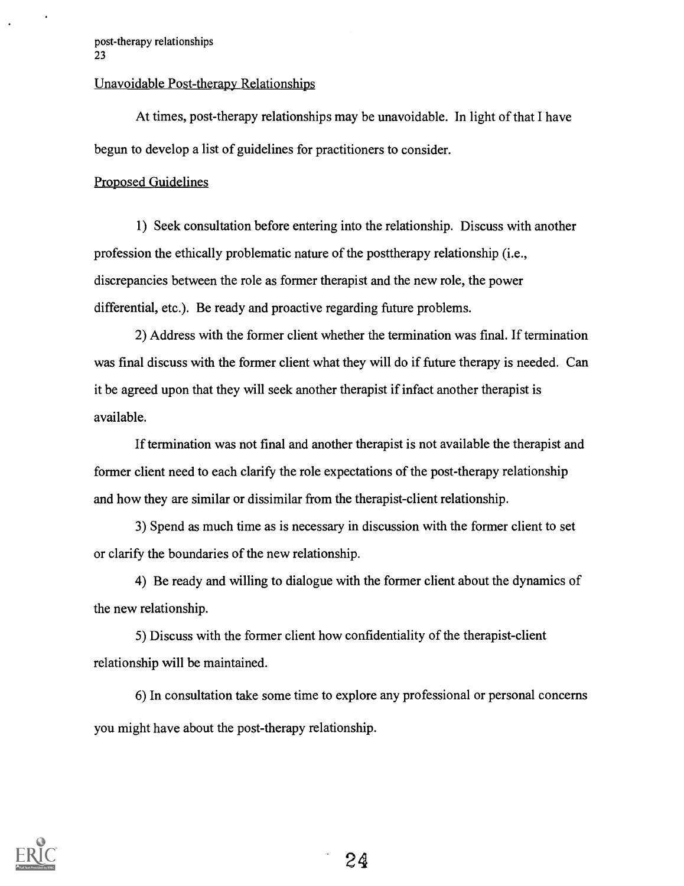Unavoidable Post-therapy Relationships

At times, post-therapy relationships may be unavoidable. In light of that I have begun to develop a list of guidelines for practitioners to consider.

Proposed Guidelines

1) Seek consultation before entering into the relationship. Discuss with another profession the ethically problematic nature of the posttherapy relationship (i.e., discrepancies between the role as former therapist and the new role, the power differential, etc.). Be ready and proactive regarding future problems.

2) Address with the former client whether the termination was final. If termination was final discuss with the former client what they will do if future therapy is needed. Can it be agreed upon that they will seek another therapist if infact another therapist is available.

If termination was not final and another therapist is not available the therapist and former client need to each clarify the role expectations of the post-therapy relationship and how they are similar or dissimilar from the therapist-client relationship.

3) Spend as much time as is necessary in discussion with the former client to set or clarify the boundaries of the new relationship.

4) Be ready and willing to dialogue with the former client about the dynamics of the new relationship.

5) Discuss with the former client how confidentiality of the therapist-client relationship will be maintained.

6) In consultation take some time to explore any professional or personal concerns you might have about the post-therapy relationship.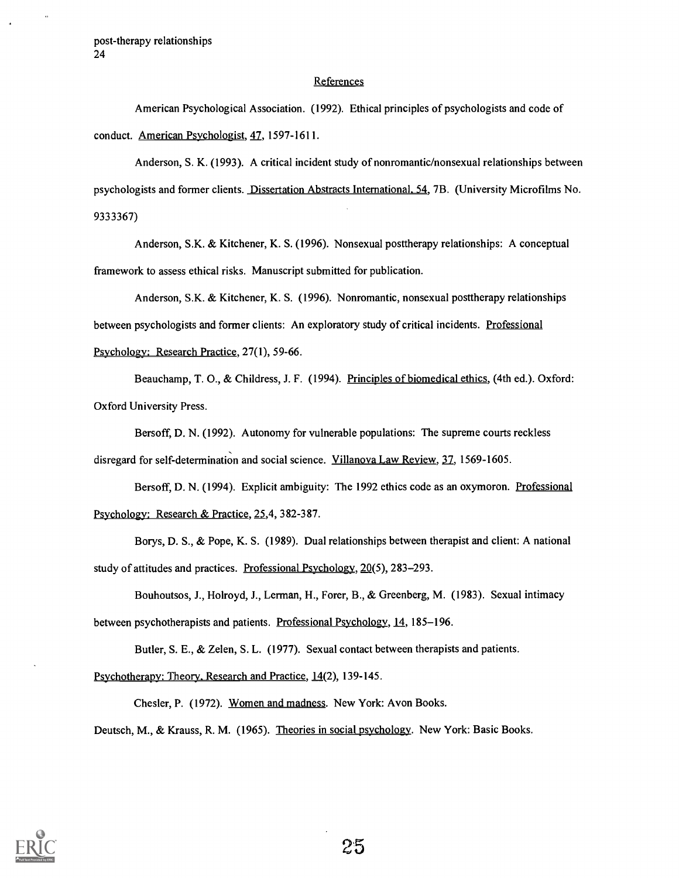## References

American Psychological Association. (1992). Ethical principles of psychologists and code of conduct. American Psychologist, 47, 1597-1611.

Anderson, S. K. (1993). A critical incident study of nonromantic/nonsexual relationships between psychologists and former clients. Dissertation Abstracts International, 54, 7B. (University Microfilms No. 9333367)

Anderson, S.K. & Kitchener, K. S. (1996). Nonsexual posttherapy relationships: A conceptual framework to assess ethical risks. Manuscript submitted for publication.

Anderson, S.K. & Kitchener, K. S. (1996). Nonromantic, nonsexual posttherapy relationships between psychologists and former clients: An exploratory study of critical incidents. Professional Psychology: Research Practice, 27(1), 59-66.

Beauchamp, T. O., & Childress, J. F. (1994). Principles of biomedical ethics, (4th ed.). Oxford: Oxford University Press.

Bersoff, D. N. (1992). Autonomy for vulnerable populations: The supreme courts reckless disregard for self-determination and social science. Villanova Law Review, 37, 1569-1605.

Bersoff, D. N. (1994). Explicit ambiguity: The 1992 ethics code as an oxymoron. Professional Psychology: Research & Practice, 25,4, 382-387.

Borys, D. S., & Pope, K. S. (1989). Dual relationships between therapist and client: A national study of attitudes and practices. Professional Psychology, 20(5), 283–293.

Bouhoutsos, J., Holroyd, J., Lerman, H., Forer, B., & Greenberg, M. (1983). Sexual intimacy between psychotherapists and patients. Professional Psychology, 14, 185–196.

Butler, S. E., & Zelen, S. L. (1977). Sexual contact between therapists and patients. Psychotherapy: Theory, Research and Practice, 14(2), 139-145.

Chesler, P. (1972). Women and madness. New York: Avon Books.

Deutsch, M., & Krauss, R. M. (1965). Theories in social psychology. New York: Basic Books.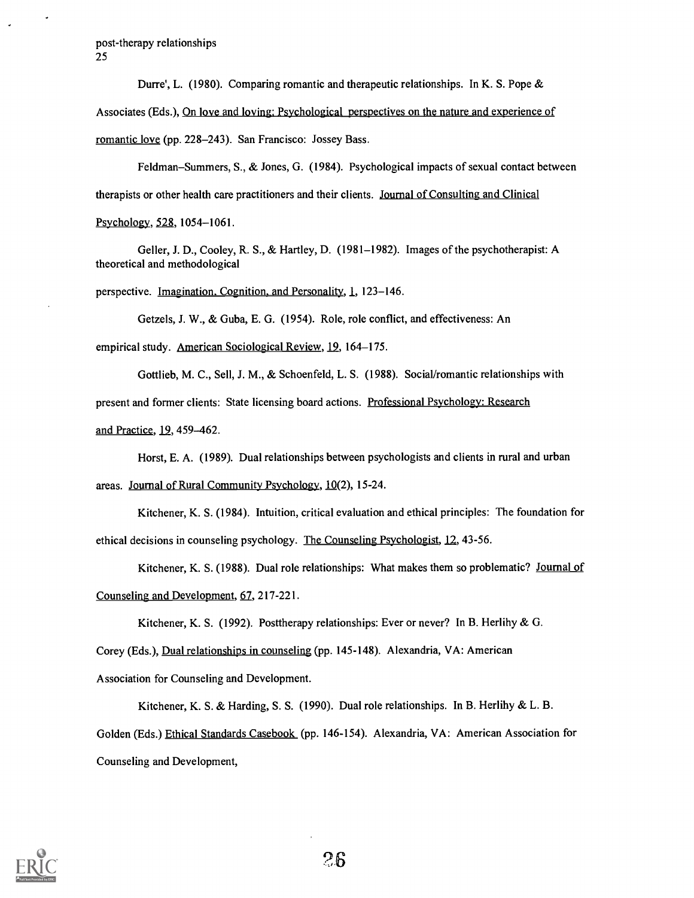Durre', L. (1980). Comparing romantic and therapeutic relationships. In K. S. Pope & Associates (Eds.), On love and loving: Psychological perspectives on the nature and experience of romantic love (pp. 228–243). San Francisco: Jossey Bass.

Feldman–Summers, S., & Jones, G. (1984). Psychological impacts of sexual contact between therapists or other health care practitioners and their clients. Journal of Consulting and Clinical Psychology, 528, 1054–1061.

Geller, J. D., Cooley, R. S., & Hartley, D. (1981–1982). Images of the psychotherapist: A theoretical and methodological perspective. Imagination, Cognition, and Personality, 1, 123–146.

Getzels, J. W., & Guba, E. G. (1954). Role, role conflict, and effectiveness: An empirical study. American Sociological Review, 19, 164–175.

Gottlieb, M. C., Sell, J. M., & Schoenfeld, L. S. (1988). Social/romantic relationships with present and former clients: State licensing board actions. Professional Psychology: Research and Practice, 19, 459–462.

Horst, E. A. (1989). Dual relationships between psychologists and clients in rural and urban areas. Journal of Rural Community Psychology, 10(2), 15-24.

Kitchener, K. S. (1984). Intuition, critical evaluation and ethical principles: The foundation for ethical decisions in counseling psychology. The Counseling Psychologist, 12, 43-56.

Kitchener, K. S. (1988). Dual role relationships: What makes them so problematic? Journal of Counseling and Development, 67, 217-221.

Kitchener, K. S. (1992). Posttherapy relationships: Ever or never? In B. Herlihy & G. Corey (Eds.), Dual relationships in counseling (pp. 145-148). Alexandria, VA: American Association for Counseling and Development.

Kitchener, K. S. & Harding, S. S. (1990). Dual role relationships. In B. Herlihy & L. B. Golden (Eds.) Ethical Standards Casebook (pp. 146-154). Alexandria, VA: American Association for Counseling and Development,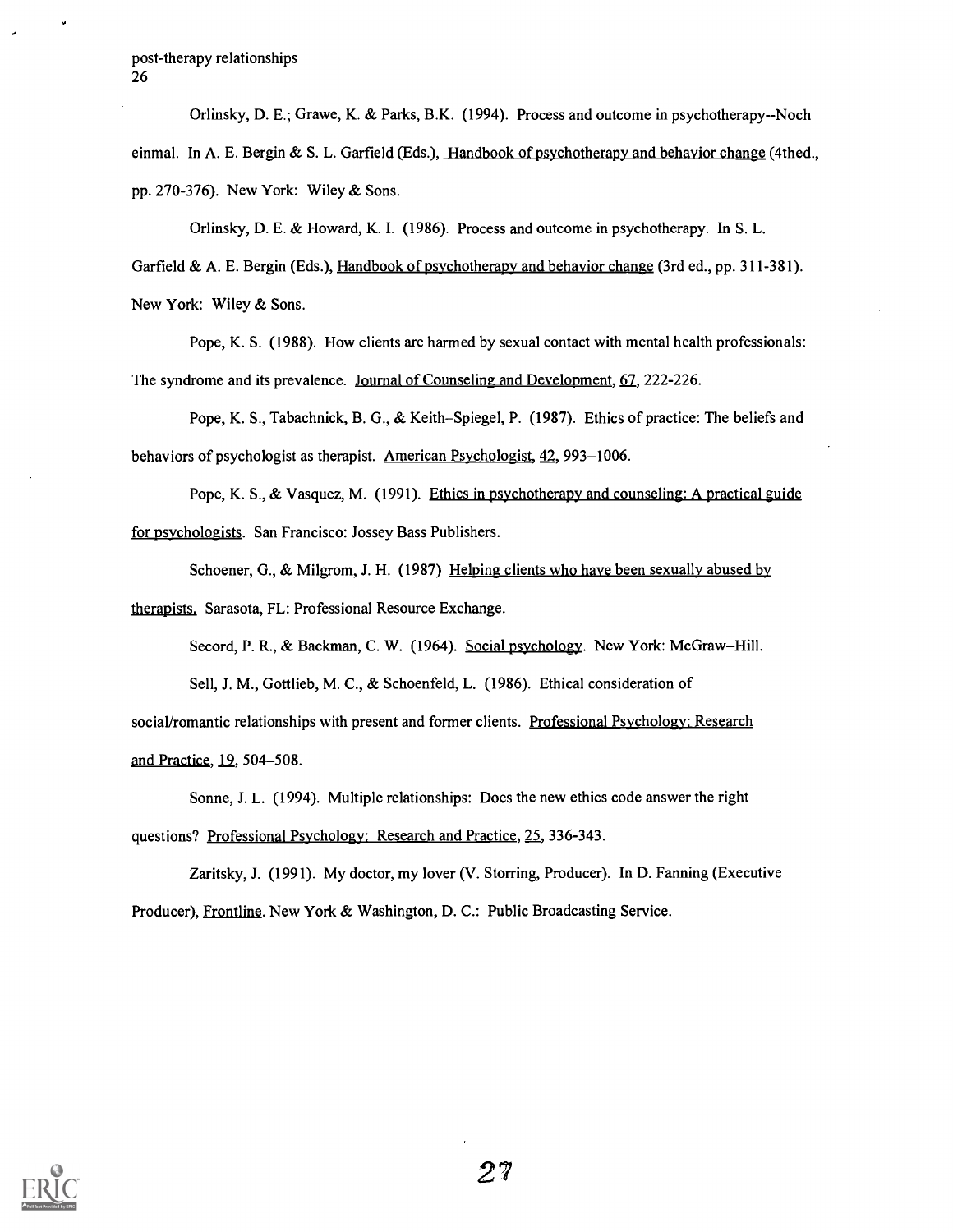Orlinsky, D. E.; Grawe, K. & Parks, B.K. (1994). Process and outcome in psychotherapy--Noch einmal. In A. E. Bergin & S. L. Garfield (Eds.), Handbook of psychotherapy and behavior change (4thed., pp. 270-376). New York: Wiley & Sons.

Orlinsky, D. E. & Howard, K. I. (1986). Process and outcome in psychotherapy. In S. L. Garfield & A. E. Bergin (Eds.), Handbook of psychotherapy and behavior change (3rd ed., pp. 311-381). New York: Wiley & Sons.

Pope, K. S. (1988). How clients are harmed by sexual contact with mental health professionals: The syndrome and its prevalence. Journal of Counseling and Development, 67, 222-226.

Pope, K. S., Tabachnick, B. G., & Keith–Spiegel, P. (1987). Ethics of practice: The beliefs and behaviors of psychologist as therapist. American Psychologist, 42, 993–1006.

Pope, K. S., & Vasquez, M. (1991). Ethics in psychotherapy and counseling: A practical guide for psychologists. San Francisco: Jossey Bass Publishers.

Schoener, G., & Milgrom, J. H. (1987) Helping clients who have been sexually abused by therapists. Sarasota, FL: Professional Resource Exchange.

Secord, P. R., & Backman, C. W. (1964). Social psychology. New York: McGraw–Hill.

Sell, J. M., Gottlieb, M. C., & Schoenfeld, L. (1986). Ethical consideration of social/romantic relationships with present and former clients. Professional Psychology: Research and Practice, 19, 504–508.

Sonne, J. L. (1994). Multiple relationships: Does the new ethics code answer the right questions? Professional Psychology: Research and Practice, 25, 336-343.

Zaritsky, J. (1991). My doctor, my lover (V. Storring, Producer). In D. Fanning (Executive Producer), Frontline. New York & Washington, D. C.: Public Broadcasting Service.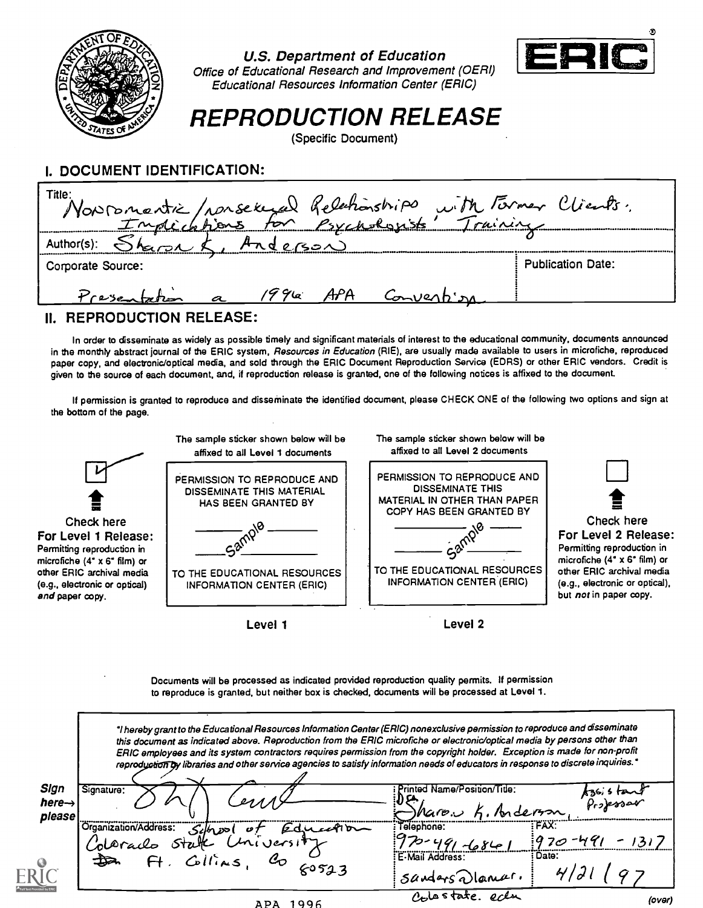U.S. Department of Education
Office of Educational Research and Improvement (OERI)
Educational Resources Information Center (ERIC)

# REPRODUCTION RELEASE

(Specific Document)

## I. DOCUMENT IDENTIFICATION:

Title: Nonromantic/nonsexual Relationships with Former Clients: Implications for Psychologists' Training

Author(s): Sharon K. Anderson

Corporate Source: Presentation a 1996 APA Convention

Publication Date:

## II. REPRODUCTION RELEASE:

In order to disseminate as widely as possible timely and significant materials of interest to the educational community, documents announced in the monthly abstract journal of the ERIC system, *Resources in Education* (RIE), are usually made available to users in microfiche, reproduced paper copy, and electronic/optical media, and sold through the ERIC Document Reproduction Service (EDRS) or other ERIC vendors. Credit is given to the source of each document, and, if reproduction release is granted, one of the following notices is affixed to the document.

If permission is granted to reproduce and disseminate the identified document, please CHECK ONE of the following two options and sign at the bottom of the page.

[✓] Check here
**For Level 1 Release:**
Permitting reproduction in microfiche (4" x 6" film) or other ERIC archival media (e.g., electronic or optical) *and* paper copy.

The sample sticker shown below will be affixed to all Level 1 documents

PERMISSION TO REPRODUCE AND DISSEMINATE THIS MATERIAL HAS BEEN GRANTED BY

Sample

TO THE EDUCATIONAL RESOURCES INFORMATION CENTER (ERIC)

**Level 1**

The sample sticker shown below will be affixed to all Level 2 documents

PERMISSION TO REPRODUCE AND DISSEMINATE THIS MATERIAL IN OTHER THAN PAPER COPY HAS BEEN GRANTED BY

Sample

TO THE EDUCATIONAL RESOURCES INFORMATION CENTER (ERIC)

**Level 2**

[ ] Check here
**For Level 2 Release:**
Permitting reproduction in microfiche (4" x 6" film) or other ERIC archival media (e.g., electronic or optical), but *not* in paper copy.

Documents will be processed as indicated provided reproduction quality permits. If permission to reproduce is granted, but neither box is checked, documents will be processed at Level 1.

*"I hereby grant to the Educational Resources Information Center (ERIC) nonexclusive permission to reproduce and disseminate this document as indicated above. Reproduction from the ERIC microfiche or electronic/optical media by persons other than ERIC employees and its system contractors requires permission from the copyright holder. Exception is made for non-profit reproduction by libraries and other service agencies to satisfy information needs of educators in response to discrete inquiries."*

**Sign here→ please**

| | |
|---|---|
| Signature: [signature] | Printed Name/Position/Title: Dr. Sharon K. Anderson, Assistant Professor |
| Organization/Address: School of Education, Colorado State University, Ft. Collins, Co 80523 | Telephone: 970-491-6861 / FAX: 970-491-1317 |
| | E-Mail Address: sanders@lamar.colostate.edu / Date: 4/21/97 |

APA 1996

(over)